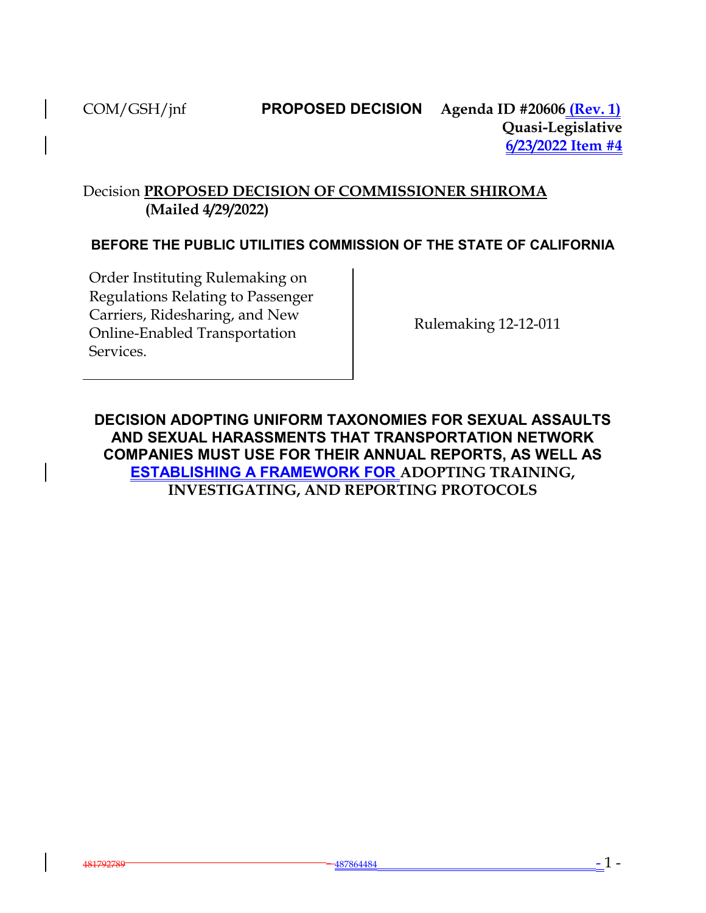COM/GSH/jnf **PROPOSED DECISION** **Agenda ID #20606 (Rev. 1)**
**Quasi-Legislative**
**6/23/2022 Item #4**

Decision **PROPOSED DECISION OF COMMISSIONER SHIROMA**
**(Mailed 4/29/2022)**

**BEFORE THE PUBLIC UTILITIES COMMISSION OF THE STATE OF CALIFORNIA**

| Order Instituting Rulemaking on Regulations Relating to Passenger Carriers, Ridesharing, and New Online-Enabled Transportation Services. | Rulemaking 12-12-011 |
| --- | --- |

## DECISION ADOPTING UNIFORM TAXONOMIES FOR SEXUAL ASSAULTS AND SEXUAL HARASSMENTS THAT TRANSPORTATION NETWORK COMPANIES MUST USE FOR THEIR ANNUAL REPORTS, AS WELL AS ESTABLISHING A FRAMEWORK FOR ADOPTING TRAINING, INVESTIGATING, AND REPORTING PROTOCOLS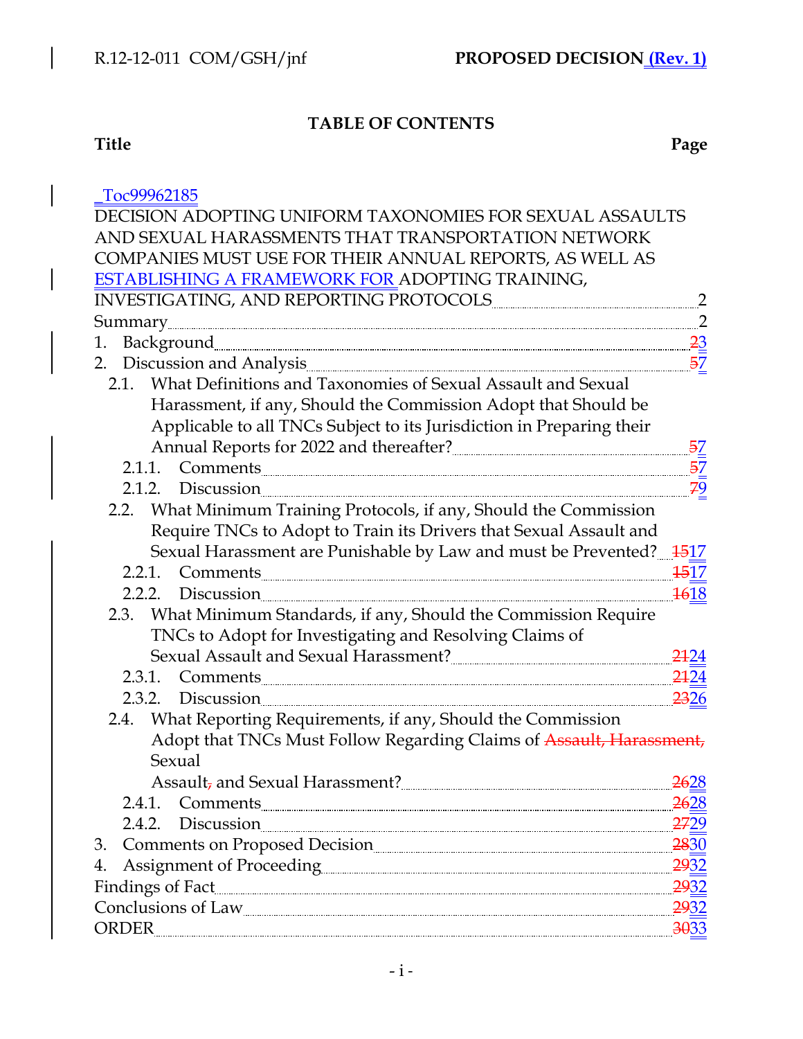# TABLE OF CONTENTS

| Title | Page |
|---|---|
| _Toc99962185 | |
| DECISION ADOPTING UNIFORM TAXONOMIES FOR SEXUAL ASSAULTS AND SEXUAL HARASSMENTS THAT TRANSPORTATION NETWORK COMPANIES MUST USE FOR THEIR ANNUAL REPORTS, AS WELL AS ESTABLISHING A FRAMEWORK FOR ADOPTING TRAINING, INVESTIGATING, AND REPORTING PROTOCOLS | 2 |
| Summary | 2 |
| 1. Background | ~~2~~3 |
| 2. Discussion and Analysis | ~~5~~7 |
| 2.1. What Definitions and Taxonomies of Sexual Assault and Sexual Harassment, if any, Should the Commission Adopt that Should be Applicable to all TNCs Subject to its Jurisdiction in Preparing their Annual Reports for 2022 and thereafter? | ~~5~~7 |
| 2.1.1. Comments | ~~5~~7 |
| 2.1.2. Discussion | ~~7~~9 |
| 2.2. What Minimum Training Protocols, if any, Should the Commission Require TNCs to Adopt to Train its Drivers that Sexual Assault and Sexual Harassment are Punishable by Law and must be Prevented? | ~~15~~17 |
| 2.2.1. Comments | ~~15~~17 |
| 2.2.2. Discussion | ~~16~~18 |
| 2.3. What Minimum Standards, if any, Should the Commission Require TNCs to Adopt for Investigating and Resolving Claims of Sexual Assault and Sexual Harassment? | ~~21~~24 |
| 2.3.1. Comments | ~~21~~24 |
| 2.3.2. Discussion | ~~23~~26 |
| 2.4. What Reporting Requirements, if any, Should the Commission Adopt that TNCs Must Follow Regarding Claims of ~~Assault, Harassment,~~ Sexual Assault~~,~~ and Sexual Harassment? | ~~26~~28 |
| 2.4.1. Comments | ~~26~~28 |
| 2.4.2. Discussion | ~~27~~29 |
| 3. Comments on Proposed Decision | ~~28~~30 |
| 4. Assignment of Proceeding | ~~29~~32 |
| Findings of Fact | ~~29~~32 |
| Conclusions of Law | ~~29~~32 |
| ORDER | ~~30~~33 |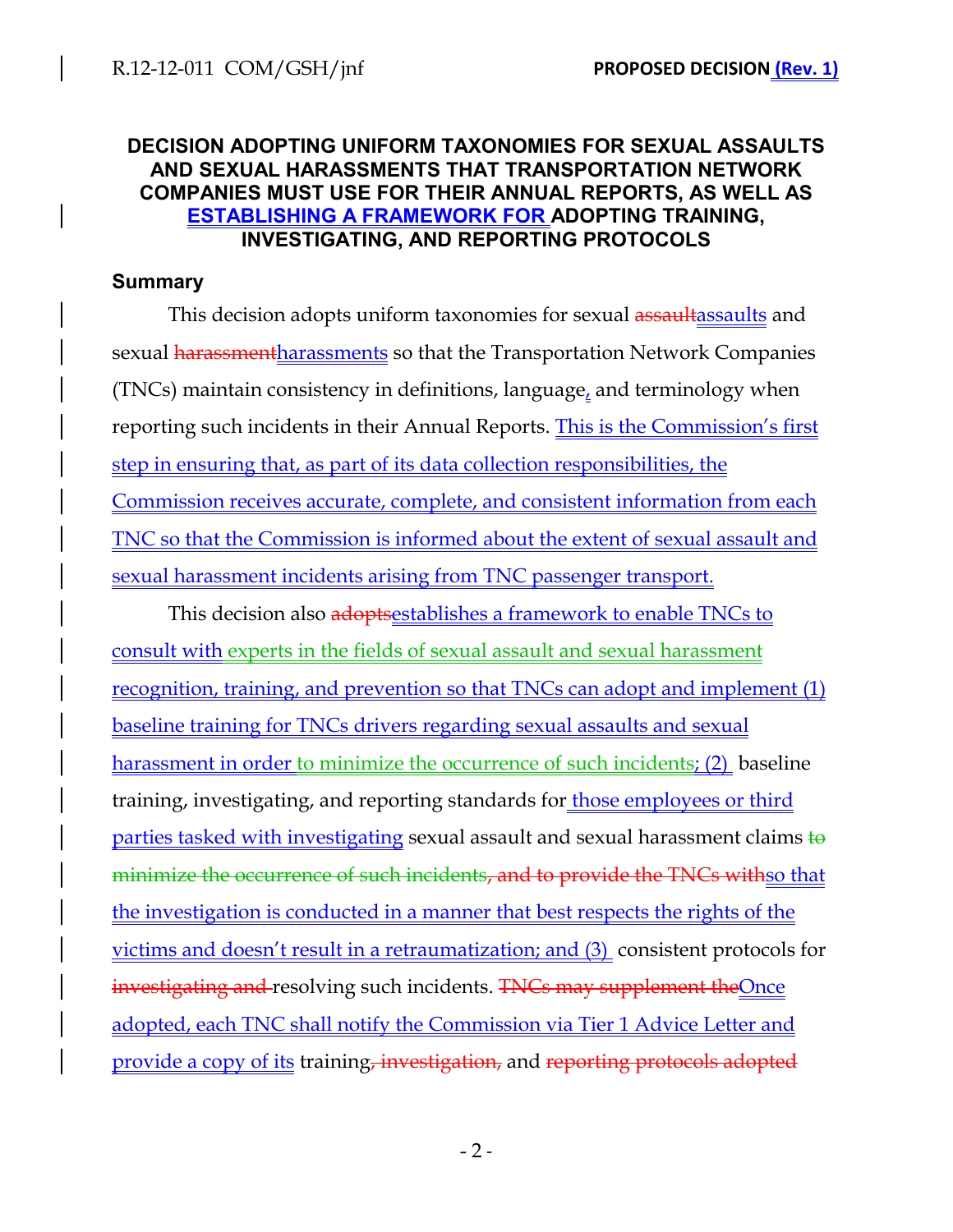**DECISION ADOPTING UNIFORM TAXONOMIES FOR SEXUAL ASSAULTS AND SEXUAL HARASSMENTS THAT TRANSPORTATION NETWORK COMPANIES MUST USE FOR THEIR ANNUAL REPORTS, AS WELL AS ESTABLISHING A FRAMEWORK FOR ADOPTING TRAINING, INVESTIGATING, AND REPORTING PROTOCOLS**

## Summary

This decision adopts uniform taxonomies for sexual ~~assault~~assaults and sexual ~~harassment~~harassments so that the Transportation Network Companies (TNCs) maintain consistency in definitions, language, and terminology when reporting such incidents in their Annual Reports. This is the Commission's first step in ensuring that, as part of its data collection responsibilities, the Commission receives accurate, complete, and consistent information from each TNC so that the Commission is informed about the extent of sexual assault and sexual harassment incidents arising from TNC passenger transport.

This decision also ~~adopts~~establishes a framework to enable TNCs to consult with experts in the fields of sexual assault and sexual harassment recognition, training, and prevention so that TNCs can adopt and implement (1) baseline training for TNCs drivers regarding sexual assaults and sexual harassment in order to minimize the occurrence of such incidents; (2) baseline training, investigating, and reporting standards for those employees or third parties tasked with investigating sexual assault and sexual harassment claims ~~to minimize the occurrence of such incidents, and to provide the TNCs with~~so that the investigation is conducted in a manner that best respects the rights of the victims and doesn't result in a retraumatization; and (3) consistent protocols for ~~investigating and~~ resolving such incidents. ~~TNCs may supplement the~~Once adopted, each TNC shall notify the Commission via Tier 1 Advice Letter and provide a copy of its training~~, investigation,~~ and ~~reporting protocols adopted~~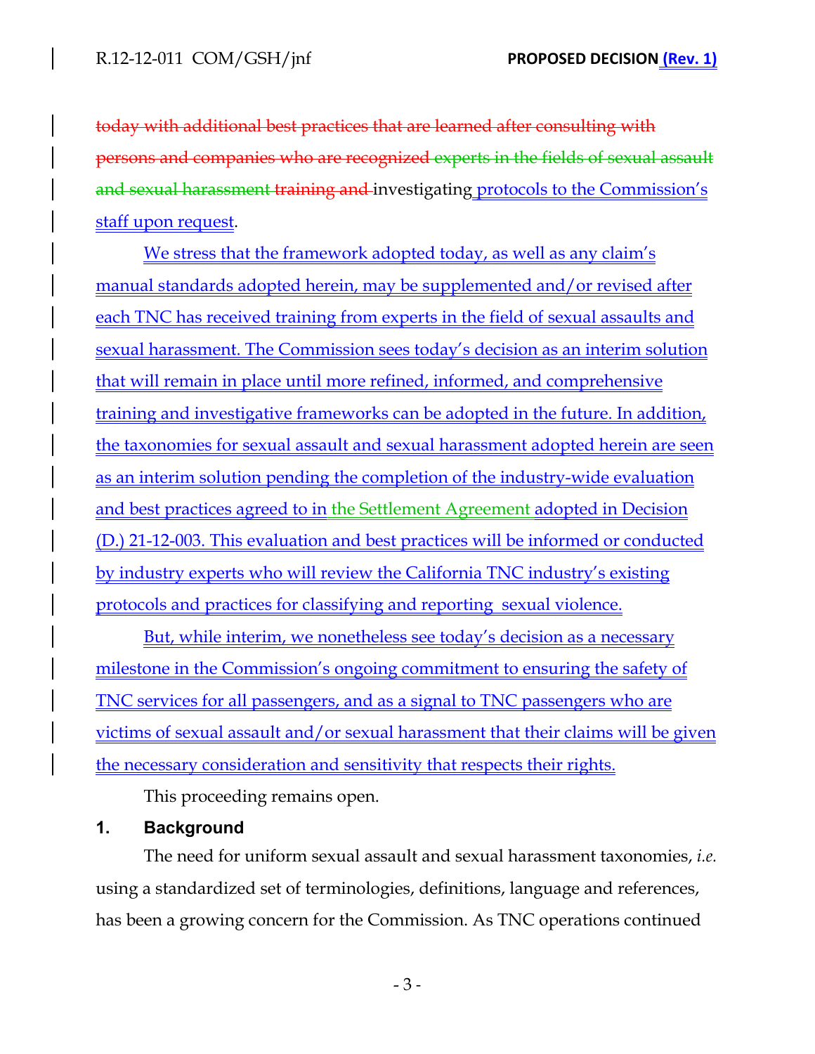~~today with additional best practices that are learned after consulting with persons and companies who are recognized experts in the fields of sexual assault and sexual harassment training and~~ investigating protocols to the Commission's staff upon request.

We stress that the framework adopted today, as well as any claim's manual standards adopted herein, may be supplemented and/or revised after each TNC has received training from experts in the field of sexual assaults and sexual harassment. The Commission sees today's decision as an interim solution that will remain in place until more refined, informed, and comprehensive training and investigative frameworks can be adopted in the future. In addition, the taxonomies for sexual assault and sexual harassment adopted herein are seen as an interim solution pending the completion of the industry-wide evaluation and best practices agreed to in the Settlement Agreement adopted in Decision (D.) 21-12-003. This evaluation and best practices will be informed or conducted by industry experts who will review the California TNC industry's existing protocols and practices for classifying and reporting sexual violence.

But, while interim, we nonetheless see today's decision as a necessary milestone in the Commission's ongoing commitment to ensuring the safety of TNC services for all passengers, and as a signal to TNC passengers who are victims of sexual assault and/or sexual harassment that their claims will be given the necessary consideration and sensitivity that respects their rights.

This proceeding remains open.

## 1. Background

The need for uniform sexual assault and sexual harassment taxonomies, *i.e.* using a standardized set of terminologies, definitions, language and references, has been a growing concern for the Commission. As TNC operations continued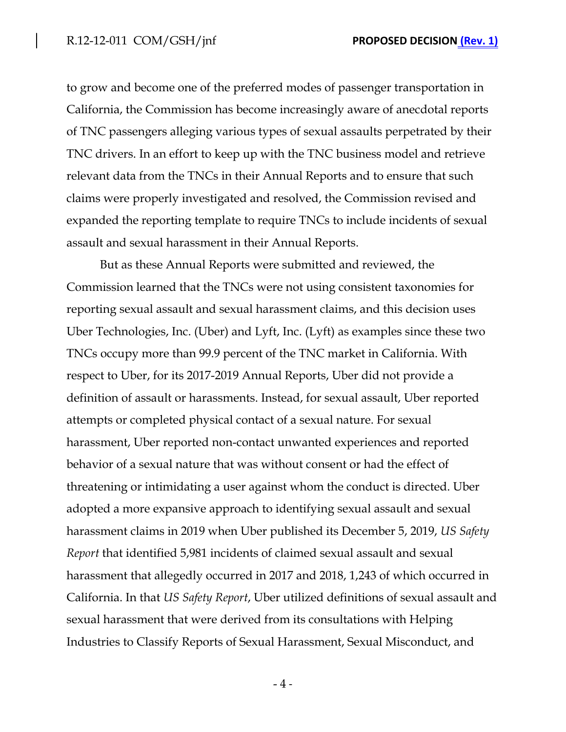to grow and become one of the preferred modes of passenger transportation in California, the Commission has become increasingly aware of anecdotal reports of TNC passengers alleging various types of sexual assaults perpetrated by their TNC drivers. In an effort to keep up with the TNC business model and retrieve relevant data from the TNCs in their Annual Reports and to ensure that such claims were properly investigated and resolved, the Commission revised and expanded the reporting template to require TNCs to include incidents of sexual assault and sexual harassment in their Annual Reports.

But as these Annual Reports were submitted and reviewed, the Commission learned that the TNCs were not using consistent taxonomies for reporting sexual assault and sexual harassment claims, and this decision uses Uber Technologies, Inc. (Uber) and Lyft, Inc. (Lyft) as examples since these two TNCs occupy more than 99.9 percent of the TNC market in California. With respect to Uber, for its 2017-2019 Annual Reports, Uber did not provide a definition of assault or harassments. Instead, for sexual assault, Uber reported attempts or completed physical contact of a sexual nature. For sexual harassment, Uber reported non-contact unwanted experiences and reported behavior of a sexual nature that was without consent or had the effect of threatening or intimidating a user against whom the conduct is directed. Uber adopted a more expansive approach to identifying sexual assault and sexual harassment claims in 2019 when Uber published its December 5, 2019, *US Safety Report* that identified 5,981 incidents of claimed sexual assault and sexual harassment that allegedly occurred in 2017 and 2018, 1,243 of which occurred in California. In that *US Safety Report*, Uber utilized definitions of sexual assault and sexual harassment that were derived from its consultations with Helping Industries to Classify Reports of Sexual Harassment, Sexual Misconduct, and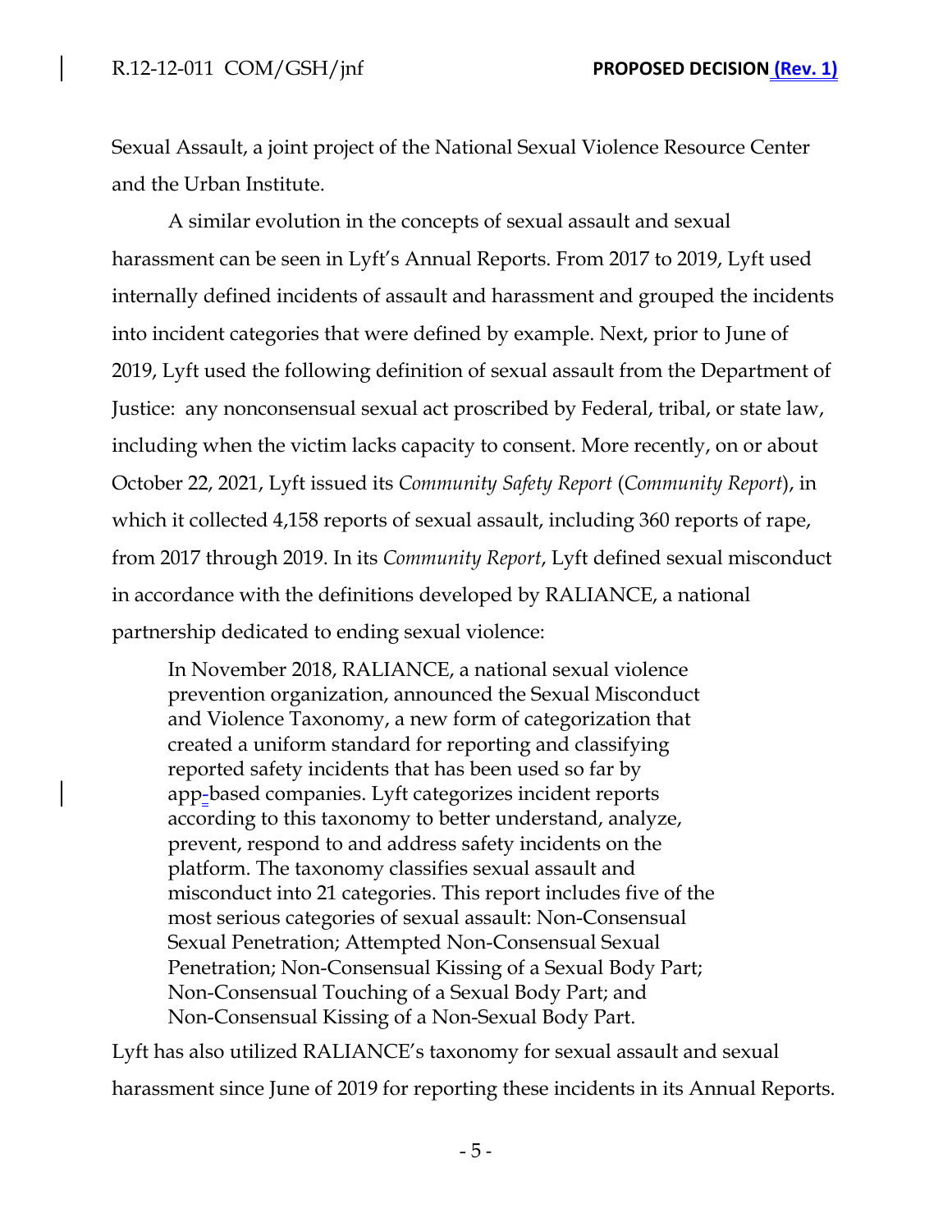Sexual Assault, a joint project of the National Sexual Violence Resource Center and the Urban Institute.

A similar evolution in the concepts of sexual assault and sexual harassment can be seen in Lyft's Annual Reports. From 2017 to 2019, Lyft used internally defined incidents of assault and harassment and grouped the incidents into incident categories that were defined by example. Next, prior to June of 2019, Lyft used the following definition of sexual assault from the Department of Justice: any nonconsensual sexual act proscribed by Federal, tribal, or state law, including when the victim lacks capacity to consent. More recently, on or about October 22, 2021, Lyft issued its *Community Safety Report* (*Community Report*), in which it collected 4,158 reports of sexual assault, including 360 reports of rape, from 2017 through 2019. In its *Community Report*, Lyft defined sexual misconduct in accordance with the definitions developed by RALIANCE, a national partnership dedicated to ending sexual violence:

> In November 2018, RALIANCE, a national sexual violence prevention organization, announced the Sexual Misconduct and Violence Taxonomy, a new form of categorization that created a uniform standard for reporting and classifying reported safety incidents that has been used so far by app-based companies. Lyft categorizes incident reports according to this taxonomy to better understand, analyze, prevent, respond to and address safety incidents on the platform. The taxonomy classifies sexual assault and misconduct into 21 categories. This report includes five of the most serious categories of sexual assault: Non-Consensual Sexual Penetration; Attempted Non-Consensual Sexual Penetration; Non-Consensual Kissing of a Sexual Body Part; Non-Consensual Touching of a Sexual Body Part; and Non-Consensual Kissing of a Non-Sexual Body Part.

Lyft has also utilized RALIANCE's taxonomy for sexual assault and sexual harassment since June of 2019 for reporting these incidents in its Annual Reports.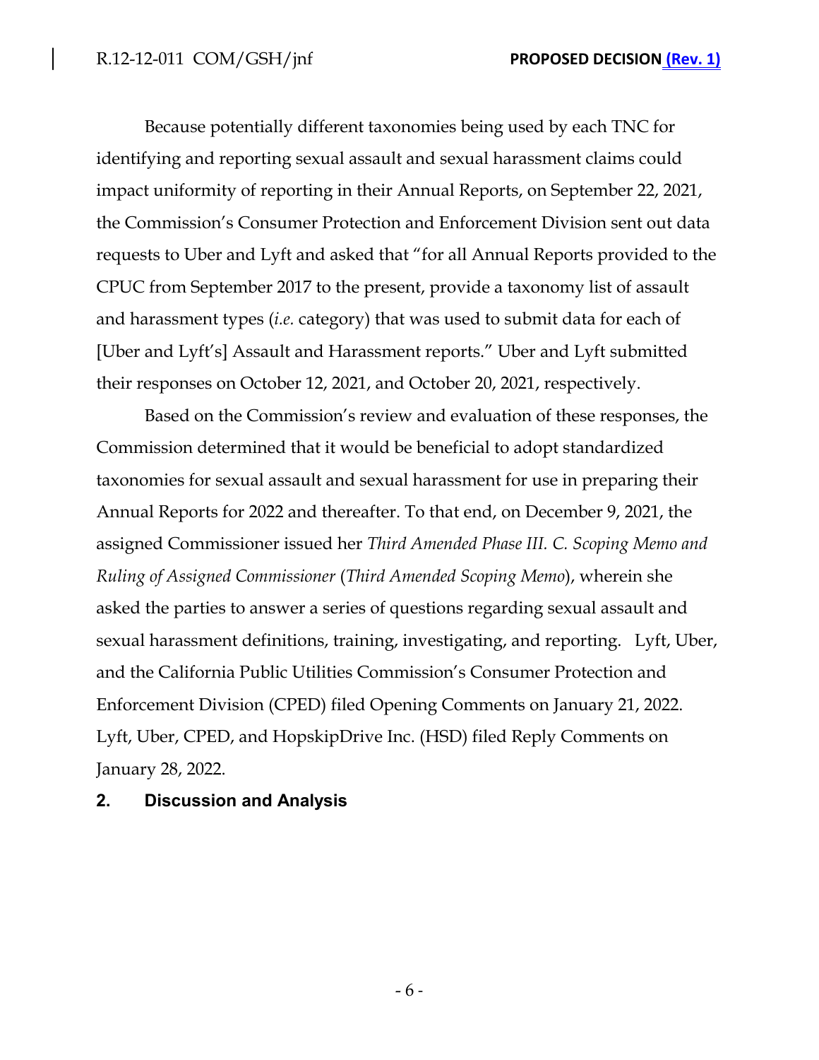Because potentially different taxonomies being used by each TNC for identifying and reporting sexual assault and sexual harassment claims could impact uniformity of reporting in their Annual Reports, on September 22, 2021, the Commission's Consumer Protection and Enforcement Division sent out data requests to Uber and Lyft and asked that "for all Annual Reports provided to the CPUC from September 2017 to the present, provide a taxonomy list of assault and harassment types (*i.e.* category) that was used to submit data for each of [Uber and Lyft's] Assault and Harassment reports." Uber and Lyft submitted their responses on October 12, 2021, and October 20, 2021, respectively.

Based on the Commission's review and evaluation of these responses, the Commission determined that it would be beneficial to adopt standardized taxonomies for sexual assault and sexual harassment for use in preparing their Annual Reports for 2022 and thereafter. To that end, on December 9, 2021, the assigned Commissioner issued her *Third Amended Phase III. C. Scoping Memo and Ruling of Assigned Commissioner* (*Third Amended Scoping Memo*), wherein she asked the parties to answer a series of questions regarding sexual assault and sexual harassment definitions, training, investigating, and reporting. Lyft, Uber, and the California Public Utilities Commission's Consumer Protection and Enforcement Division (CPED) filed Opening Comments on January 21, 2022. Lyft, Uber, CPED, and HopskipDrive Inc. (HSD) filed Reply Comments on January 28, 2022.

## 2. Discussion and Analysis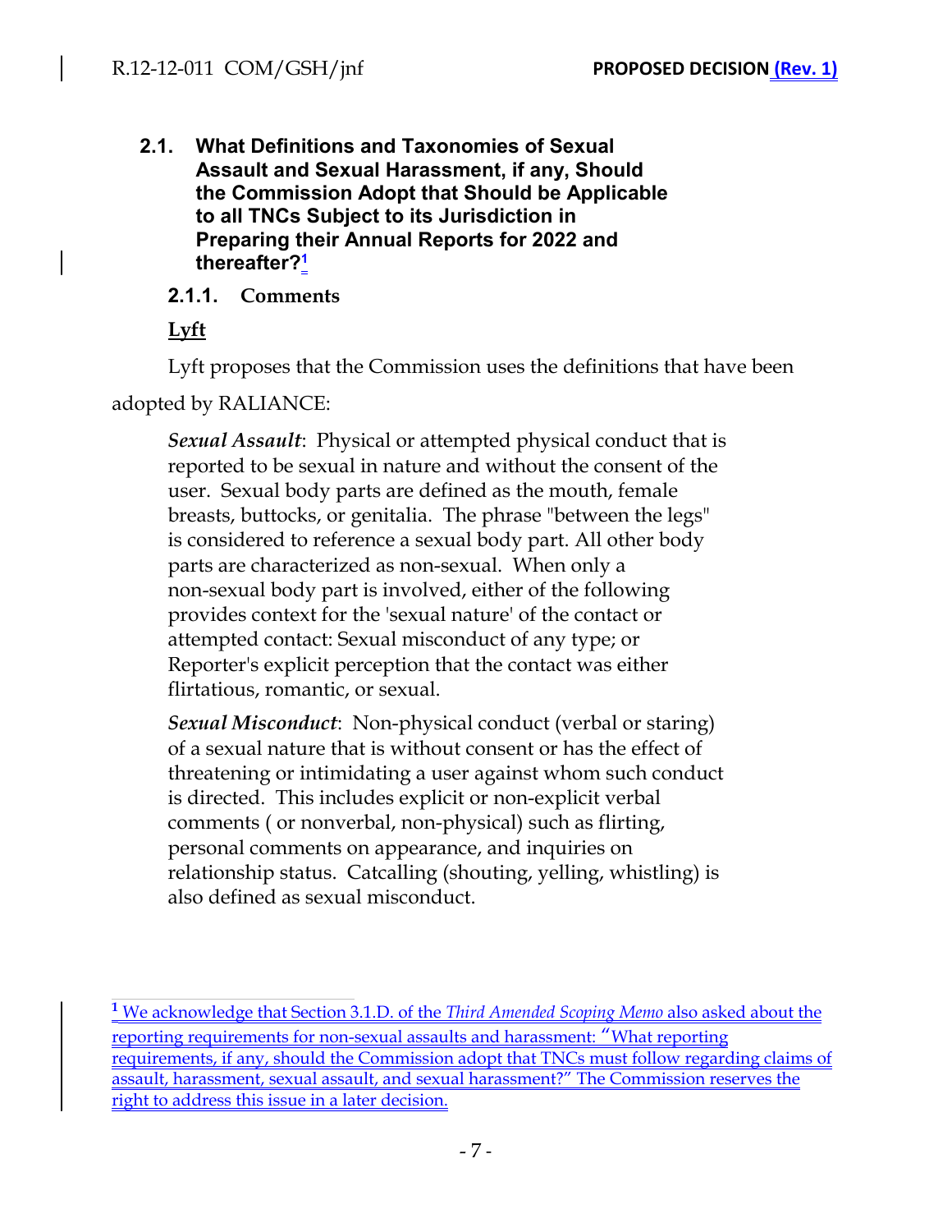### 2.1. What Definitions and Taxonomies of Sexual Assault and Sexual Harassment, if any, Should the Commission Adopt that Should be Applicable to all TNCs Subject to its Jurisdiction in Preparing their Annual Reports for 2022 and thereafter?[1]

#### 2.1.1. Comments

**Lyft**

Lyft proposes that the Commission uses the definitions that have been adopted by RALIANCE:

> *Sexual Assault*: Physical or attempted physical conduct that is reported to be sexual in nature and without the consent of the user. Sexual body parts are defined as the mouth, female breasts, buttocks, or genitalia. The phrase "between the legs" is considered to reference a sexual body part. All other body parts are characterized as non-sexual. When only a non-sexual body part is involved, either of the following provides context for the 'sexual nature' of the contact or attempted contact: Sexual misconduct of any type; or Reporter's explicit perception that the contact was either flirtatious, romantic, or sexual.
>
> *Sexual Misconduct*: Non-physical conduct (verbal or staring) of a sexual nature that is without consent or has the effect of threatening or intimidating a user against whom such conduct is directed. This includes explicit or non-explicit verbal comments ( or nonverbal, non-physical) such as flirting, personal comments on appearance, and inquiries on relationship status. Catcalling (shouting, yelling, whistling) is also defined as sexual misconduct.

---

[1] We acknowledge that Section 3.1.D. of the *Third Amended Scoping Memo* also asked about the reporting requirements for non-sexual assaults and harassment: "What reporting requirements, if any, should the Commission adopt that TNCs must follow regarding claims of assault, harassment, sexual assault, and sexual harassment?" The Commission reserves the right to address this issue in a later decision.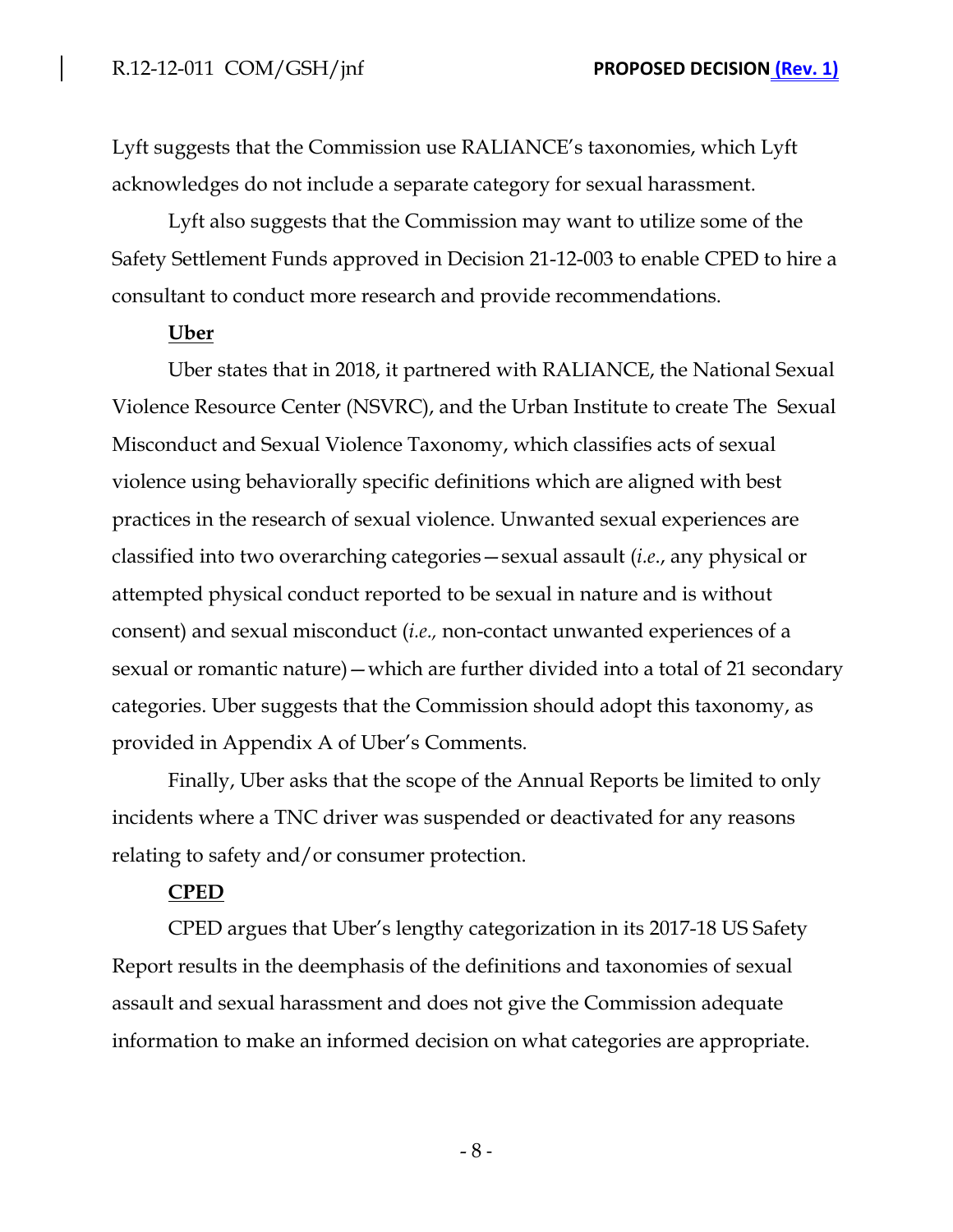Lyft suggests that the Commission use RALIANCE's taxonomies, which Lyft acknowledges do not include a separate category for sexual harassment.

Lyft also suggests that the Commission may want to utilize some of the Safety Settlement Funds approved in Decision 21-12-003 to enable CPED to hire a consultant to conduct more research and provide recommendations.

**Uber**

Uber states that in 2018, it partnered with RALIANCE, the National Sexual Violence Resource Center (NSVRC), and the Urban Institute to create The Sexual Misconduct and Sexual Violence Taxonomy, which classifies acts of sexual violence using behaviorally specific definitions which are aligned with best practices in the research of sexual violence. Unwanted sexual experiences are classified into two overarching categories—sexual assault (*i.e.*, any physical or attempted physical conduct reported to be sexual in nature and is without consent) and sexual misconduct (*i.e.,* non-contact unwanted experiences of a sexual or romantic nature)—which are further divided into a total of 21 secondary categories. Uber suggests that the Commission should adopt this taxonomy, as provided in Appendix A of Uber's Comments.

Finally, Uber asks that the scope of the Annual Reports be limited to only incidents where a TNC driver was suspended or deactivated for any reasons relating to safety and/or consumer protection.

**CPED**

CPED argues that Uber's lengthy categorization in its 2017-18 US Safety Report results in the deemphasis of the definitions and taxonomies of sexual assault and sexual harassment and does not give the Commission adequate information to make an informed decision on what categories are appropriate.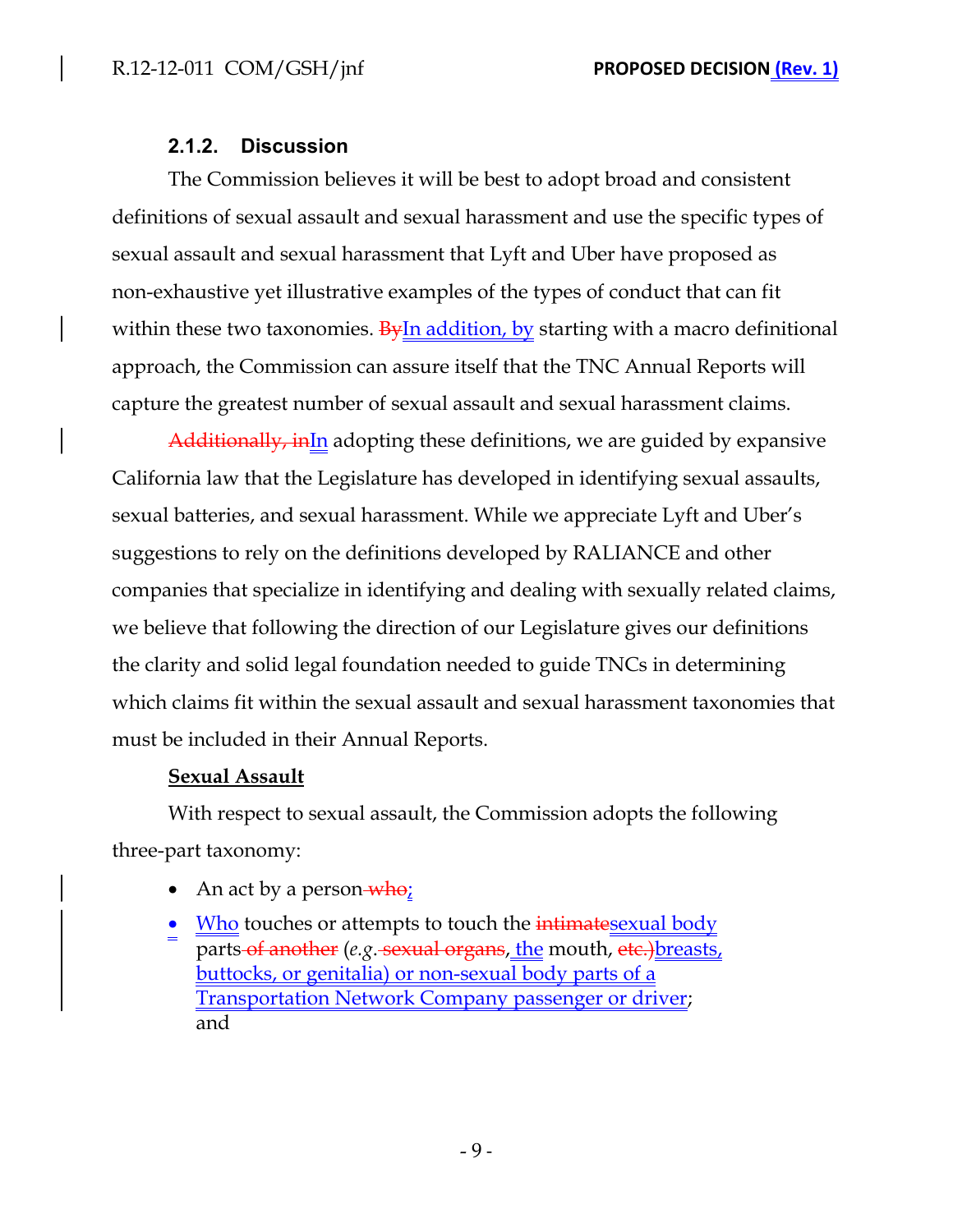#### 2.1.2. Discussion

The Commission believes it will be best to adopt broad and consistent definitions of sexual assault and sexual harassment and use the specific types of sexual assault and sexual harassment that Lyft and Uber have proposed as non-exhaustive yet illustrative examples of the types of conduct that can fit within these two taxonomies. ~~By~~<u>In addition, by</u> starting with a macro definitional approach, the Commission can assure itself that the TNC Annual Reports will capture the greatest number of sexual assault and sexual harassment claims.

~~Additionally, in~~<u>In</u> adopting these definitions, we are guided by expansive California law that the Legislature has developed in identifying sexual assaults, sexual batteries, and sexual harassment. While we appreciate Lyft and Uber's suggestions to rely on the definitions developed by RALIANCE and other companies that specialize in identifying and dealing with sexually related claims, we believe that following the direction of our Legislature gives our definitions the clarity and solid legal foundation needed to guide TNCs in determining which claims fit within the sexual assault and sexual harassment taxonomies that must be included in their Annual Reports.

**<u>Sexual Assault</u>**

With respect to sexual assault, the Commission adopts the following three-part taxonomy:

- An act by a person ~~who~~<u>;</u>
- <u>Who</u> touches or attempts to touch the ~~intimate~~<u>sexual body</u> parts ~~of another~~ (*e.g.* ~~sexual organs~~<u>, the</u> mouth, ~~etc.)~~<u>breasts, buttocks, or genitalia) or non-sexual body parts of a Transportation Network Company passenger or driver</u>; and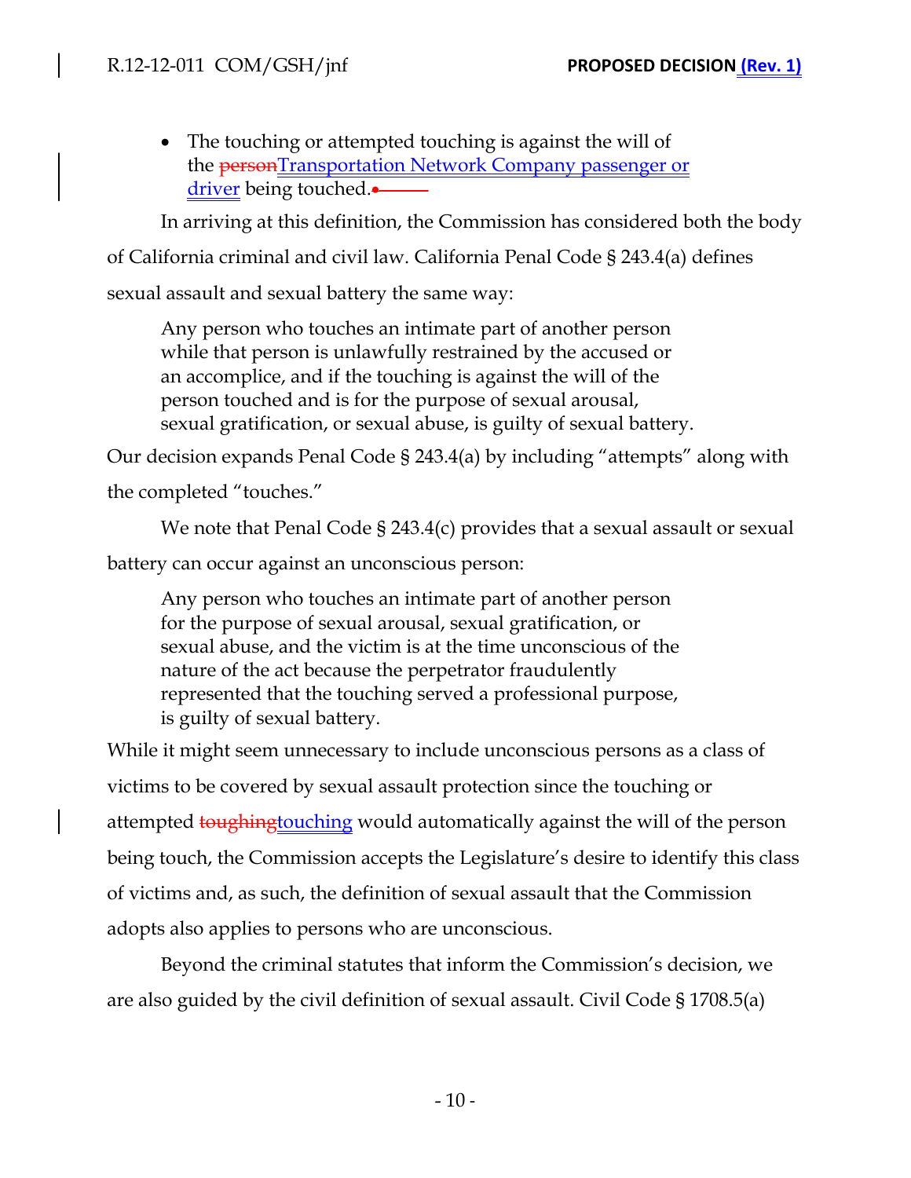- The touching or attempted touching is against the will of the ~~person~~Transportation Network Company passenger or driver being touched.

In arriving at this definition, the Commission has considered both the body of California criminal and civil law. California Penal Code § 243.4(a) defines sexual assault and sexual battery the same way:

> Any person who touches an intimate part of another person while that person is unlawfully restrained by the accused or an accomplice, and if the touching is against the will of the person touched and is for the purpose of sexual arousal, sexual gratification, or sexual abuse, is guilty of sexual battery.

Our decision expands Penal Code § 243.4(a) by including "attempts" along with the completed "touches."

We note that Penal Code § 243.4(c) provides that a sexual assault or sexual battery can occur against an unconscious person:

> Any person who touches an intimate part of another person for the purpose of sexual arousal, sexual gratification, or sexual abuse, and the victim is at the time unconscious of the nature of the act because the perpetrator fraudulently represented that the touching served a professional purpose, is guilty of sexual battery.

While it might seem unnecessary to include unconscious persons as a class of victims to be covered by sexual assault protection since the touching or attempted ~~toughing~~touching would automatically against the will of the person being touch, the Commission accepts the Legislature's desire to identify this class of victims and, as such, the definition of sexual assault that the Commission adopts also applies to persons who are unconscious.

Beyond the criminal statutes that inform the Commission's decision, we are also guided by the civil definition of sexual assault. Civil Code § 1708.5(a)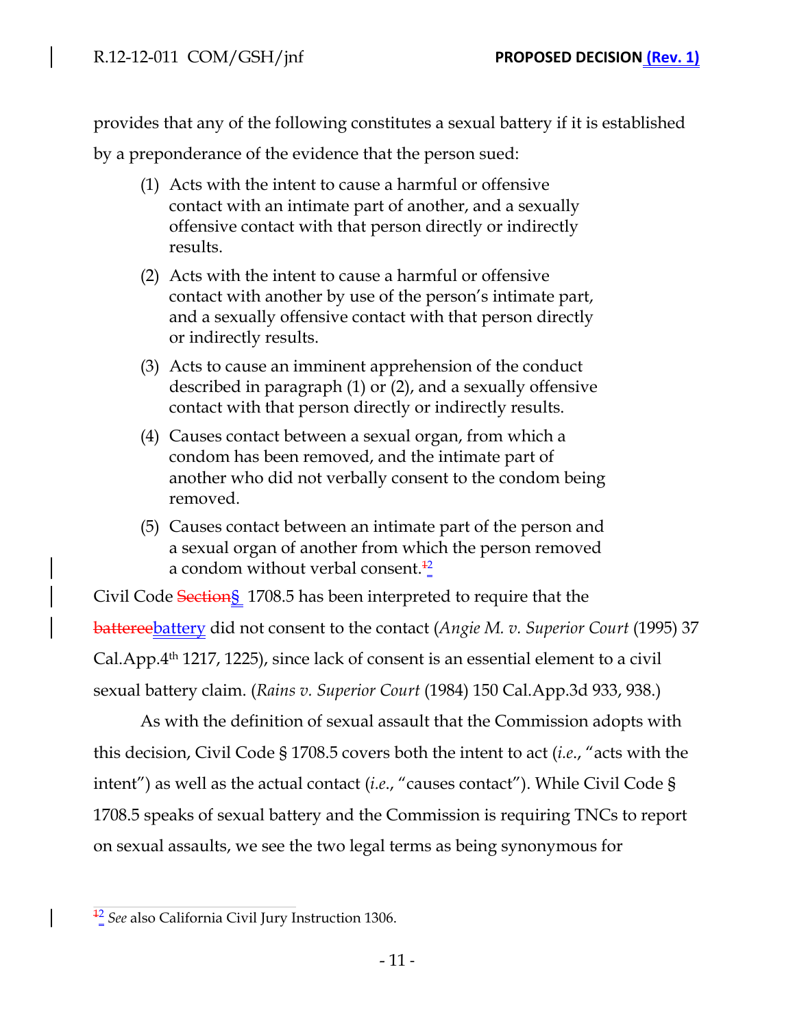provides that any of the following constitutes a sexual battery if it is established by a preponderance of the evidence that the person sued:

> (1) Acts with the intent to cause a harmful or offensive contact with an intimate part of another, and a sexually offensive contact with that person directly or indirectly results.
>
> (2) Acts with the intent to cause a harmful or offensive contact with another by use of the person's intimate part, and a sexually offensive contact with that person directly or indirectly results.
>
> (3) Acts to cause an imminent apprehension of the conduct described in paragraph (1) or (2), and a sexually offensive contact with that person directly or indirectly results.
>
> (4) Causes contact between a sexual organ, from which a condom has been removed, and the intimate part of another who did not verbally consent to the condom being removed.
>
> (5) Causes contact between an intimate part of the person and a sexual organ of another from which the person removed a condom without verbal consent.~~1~~[2]

Civil Code ~~Section~~§ 1708.5 has been interpreted to require that the ~~batteree~~battery did not consent to the contact (*Angie M. v. Superior Court* (1995) 37 Cal.App.4th 1217, 1225), since lack of consent is an essential element to a civil sexual battery claim. (*Rains v. Superior Court* (1984) 150 Cal.App.3d 933, 938.)

As with the definition of sexual assault that the Commission adopts with this decision, Civil Code § 1708.5 covers both the intent to act (*i.e.*, "acts with the intent") as well as the actual contact (*i.e.*, "causes contact"). While Civil Code § 1708.5 speaks of sexual battery and the Commission is requiring TNCs to report on sexual assaults, we see the two legal terms as being synonymous for

---

~~1~~[2] *See* also California Civil Jury Instruction 1306.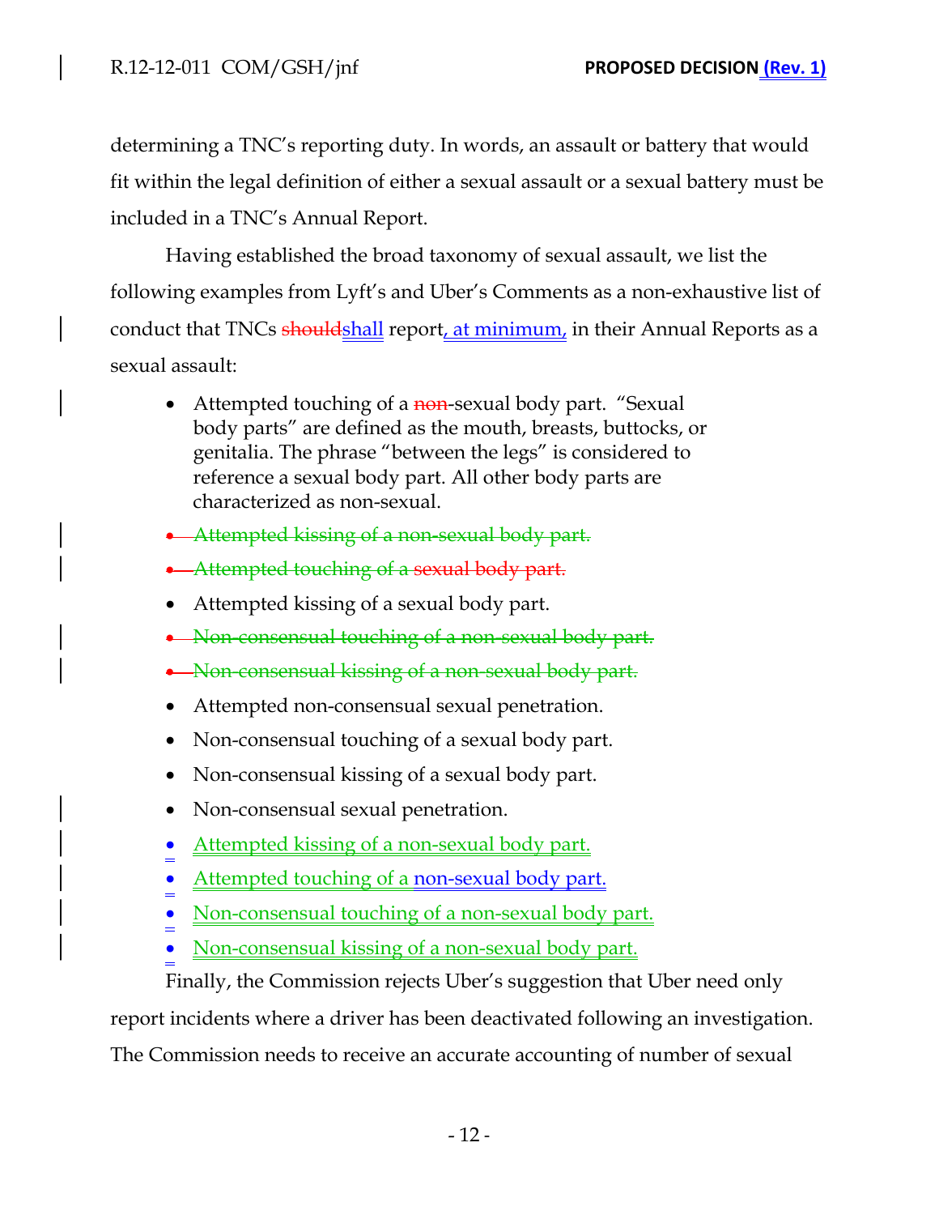determining a TNC's reporting duty. In words, an assault or battery that would fit within the legal definition of either a sexual assault or a sexual battery must be included in a TNC's Annual Report.

Having established the broad taxonomy of sexual assault, we list the following examples from Lyft's and Uber's Comments as a non-exhaustive list of conduct that TNCs ~~should~~shall report, at minimum, in their Annual Reports as a sexual assault:

- Attempted touching of a ~~non~~-sexual body part. "Sexual body parts" are defined as the mouth, breasts, buttocks, or genitalia. The phrase "between the legs" is considered to reference a sexual body part. All other body parts are characterized as non-sexual.
- ~~Attempted kissing of a non-sexual body part.~~
- ~~Attempted touching of a sexual body part.~~
- Attempted kissing of a sexual body part.
- ~~Non-consensual touching of a non-sexual body part.~~
- ~~Non-consensual kissing of a non-sexual body part.~~
- Attempted non-consensual sexual penetration.
- Non-consensual touching of a sexual body part.
- Non-consensual kissing of a sexual body part.
- Non-consensual sexual penetration.
- Attempted kissing of a non-sexual body part.
- Attempted touching of a non-sexual body part.
- Non-consensual touching of a non-sexual body part.
- Non-consensual kissing of a non-sexual body part.

Finally, the Commission rejects Uber's suggestion that Uber need only report incidents where a driver has been deactivated following an investigation. The Commission needs to receive an accurate accounting of number of sexual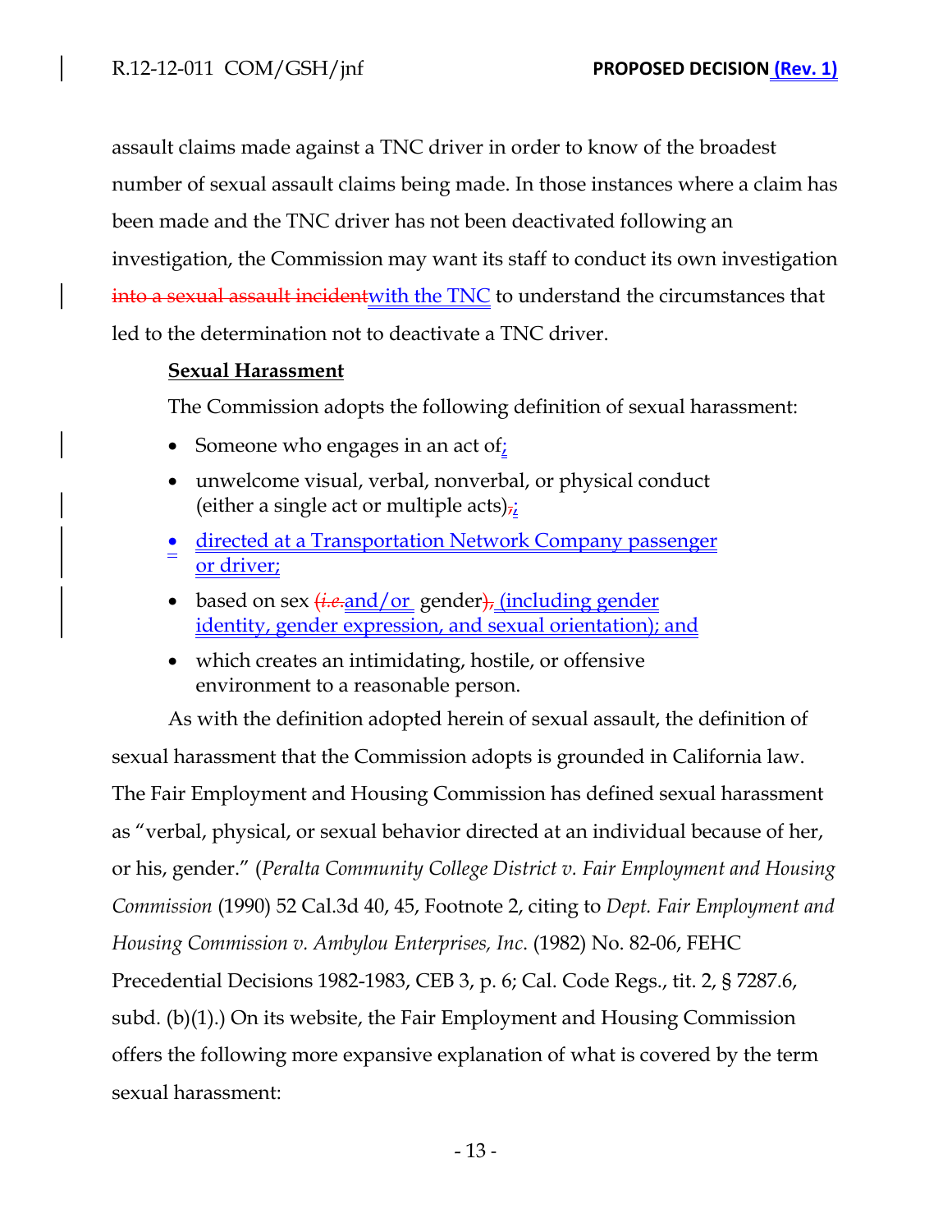assault claims made against a TNC driver in order to know of the broadest number of sexual assault claims being made. In those instances where a claim has been made and the TNC driver has not been deactivated following an investigation, the Commission may want its staff to conduct its own investigation ~~into a sexual assault incident~~with the TNC to understand the circumstances that led to the determination not to deactivate a TNC driver.

**Sexual Harassment**

The Commission adopts the following definition of sexual harassment:

- Someone who engages in an act of;
- unwelcome visual, verbal, nonverbal, or physical conduct (either a single act or multiple acts)~~,~~;
- directed at a Transportation Network Company passenger or driver;
- based on sex ~~(*i.e.*~~and/or gender~~),~~ (including gender identity, gender expression, and sexual orientation); and
- which creates an intimidating, hostile, or offensive environment to a reasonable person.

As with the definition adopted herein of sexual assault, the definition of sexual harassment that the Commission adopts is grounded in California law. The Fair Employment and Housing Commission has defined sexual harassment as "verbal, physical, or sexual behavior directed at an individual because of her, or his, gender." (*Peralta Community College District v. Fair Employment and Housing Commission* (1990) 52 Cal.3d 40, 45, Footnote 2, citing to *Dept. Fair Employment and Housing Commission v. Ambylou Enterprises, Inc.* (1982) No. 82-06, FEHC Precedential Decisions 1982-1983, CEB 3, p. 6; Cal. Code Regs., tit. 2, § 7287.6, subd. (b)(1).) On its website, the Fair Employment and Housing Commission offers the following more expansive explanation of what is covered by the term sexual harassment: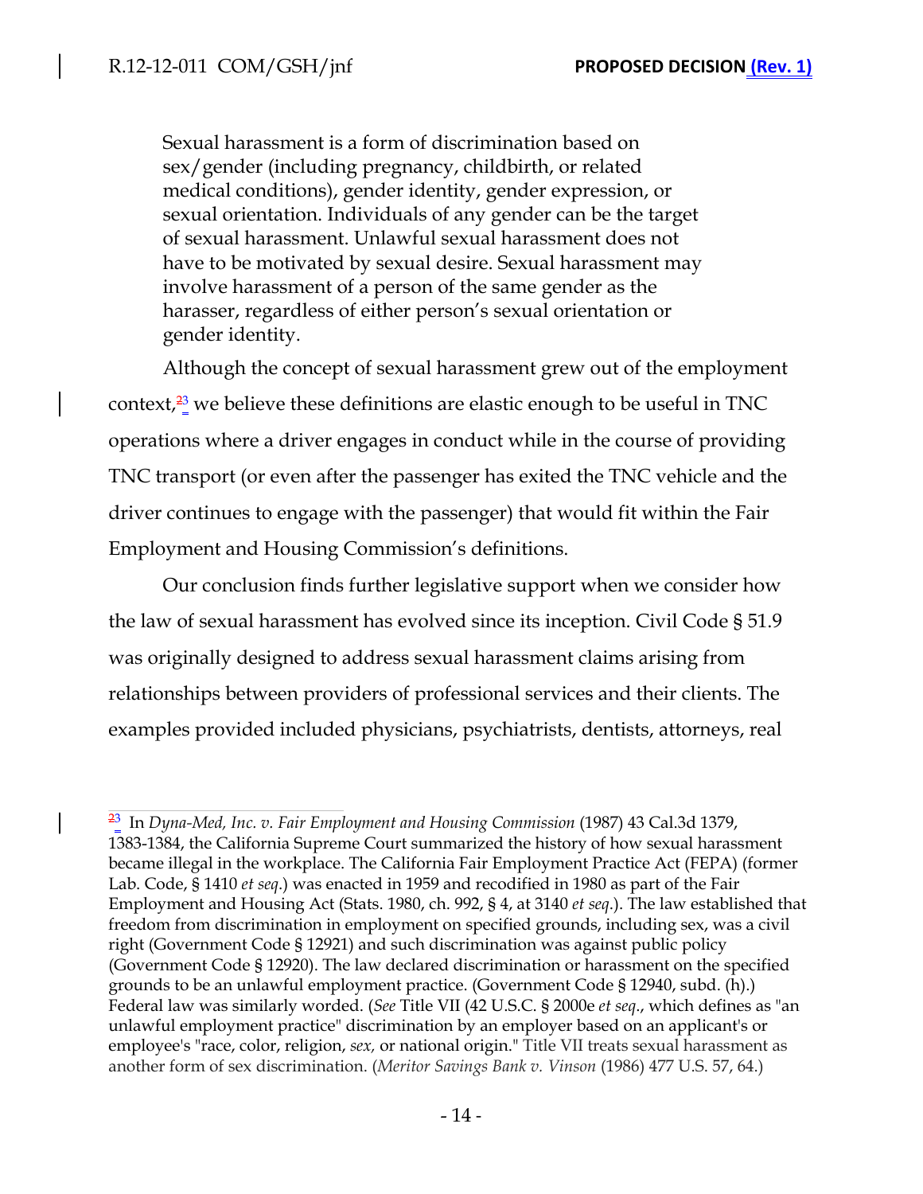Sexual harassment is a form of discrimination based on sex/gender (including pregnancy, childbirth, or related medical conditions), gender identity, gender expression, or sexual orientation. Individuals of any gender can be the target of sexual harassment. Unlawful sexual harassment does not have to be motivated by sexual desire. Sexual harassment may involve harassment of a person of the same gender as the harasser, regardless of either person's sexual orientation or gender identity.

Although the concept of sexual harassment grew out of the employment context,[23] we believe these definitions are elastic enough to be useful in TNC operations where a driver engages in conduct while in the course of providing TNC transport (or even after the passenger has exited the TNC vehicle and the driver continues to engage with the passenger) that would fit within the Fair Employment and Housing Commission's definitions.

Our conclusion finds further legislative support when we consider how the law of sexual harassment has evolved since its inception. Civil Code § 51.9 was originally designed to address sexual harassment claims arising from relationships between providers of professional services and their clients. The examples provided included physicians, psychiatrists, dentists, attorneys, real

---

[23] In *Dyna-Med, Inc. v. Fair Employment and Housing Commission* (1987) 43 Cal.3d 1379, 1383-1384, the California Supreme Court summarized the history of how sexual harassment became illegal in the workplace. The California Fair Employment Practice Act (FEPA) (former Lab. Code, § 1410 *et seq.*) was enacted in 1959 and recodified in 1980 as part of the Fair Employment and Housing Act (Stats. 1980, ch. 992, § 4, at 3140 *et seq.*). The law established that freedom from discrimination in employment on specified grounds, including sex, was a civil right (Government Code § 12921) and such discrimination was against public policy (Government Code § 12920). The law declared discrimination or harassment on the specified grounds to be an unlawful employment practice. (Government Code § 12940, subd. (h).) Federal law was similarly worded. (*See* Title VII (42 U.S.C. § 2000e *et seq.*, which defines as "an unlawful employment practice" discrimination by an employer based on an applicant's or employee's "race, color, religion, *sex,* or national origin." Title VII treats sexual harassment as another form of sex discrimination. (*Meritor Savings Bank v. Vinson* (1986) 477 U.S. 57, 64.)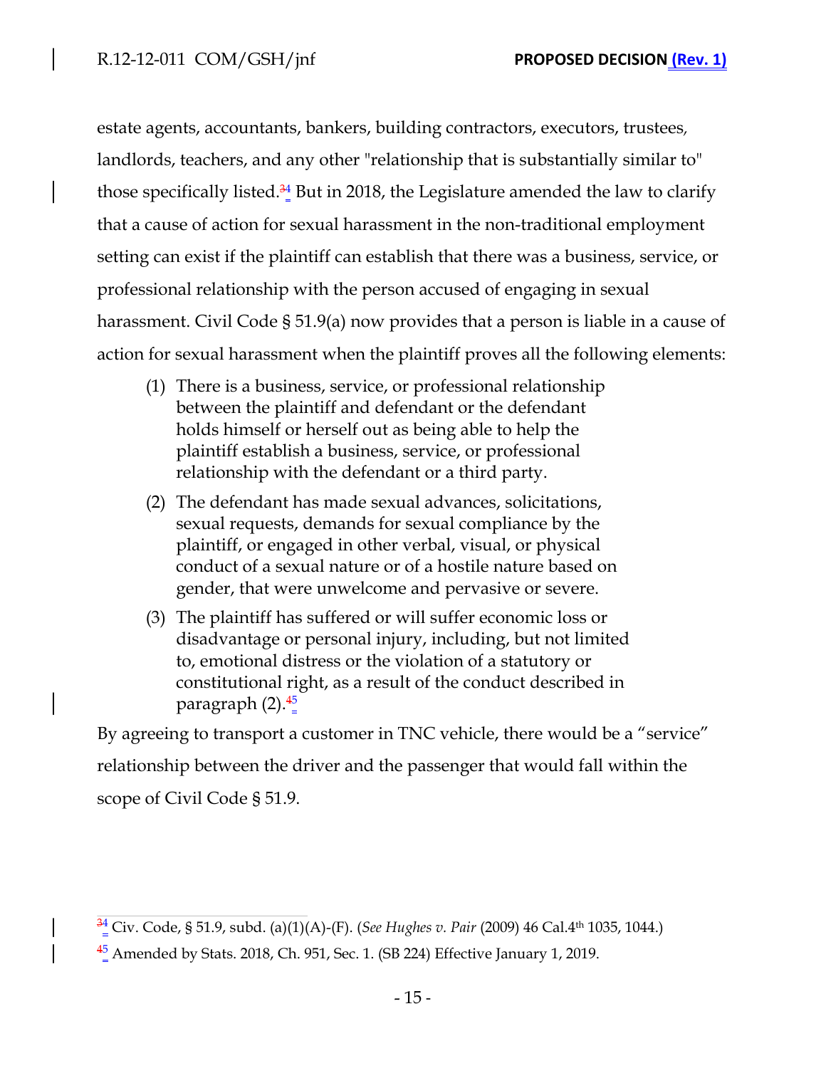estate agents, accountants, bankers, building contractors, executors, trustees, landlords, teachers, and any other "relationship that is substantially similar to" those specifically listed.[4] But in 2018, the Legislature amended the law to clarify that a cause of action for sexual harassment in the non-traditional employment setting can exist if the plaintiff can establish that there was a business, service, or professional relationship with the person accused of engaging in sexual harassment. Civil Code § 51.9(a) now provides that a person is liable in a cause of action for sexual harassment when the plaintiff proves all the following elements:

> (1) There is a business, service, or professional relationship between the plaintiff and defendant or the defendant holds himself or herself out as being able to help the plaintiff establish a business, service, or professional relationship with the defendant or a third party.
>
> (2) The defendant has made sexual advances, solicitations, sexual requests, demands for sexual compliance by the plaintiff, or engaged in other verbal, visual, or physical conduct of a sexual nature or of a hostile nature based on gender, that were unwelcome and pervasive or severe.
>
> (3) The plaintiff has suffered or will suffer economic loss or disadvantage or personal injury, including, but not limited to, emotional distress or the violation of a statutory or constitutional right, as a result of the conduct described in paragraph (2).[5]

By agreeing to transport a customer in TNC vehicle, there would be a "service" relationship between the driver and the passenger that would fall within the scope of Civil Code § 51.9.

---

[4] Civ. Code, § 51.9, subd. (a)(1)(A)-(F). (*See Hughes v. Pair* (2009) 46 Cal.4th 1035, 1044.)

[5] Amended by Stats. 2018, Ch. 951, Sec. 1. (SB 224) Effective January 1, 2019.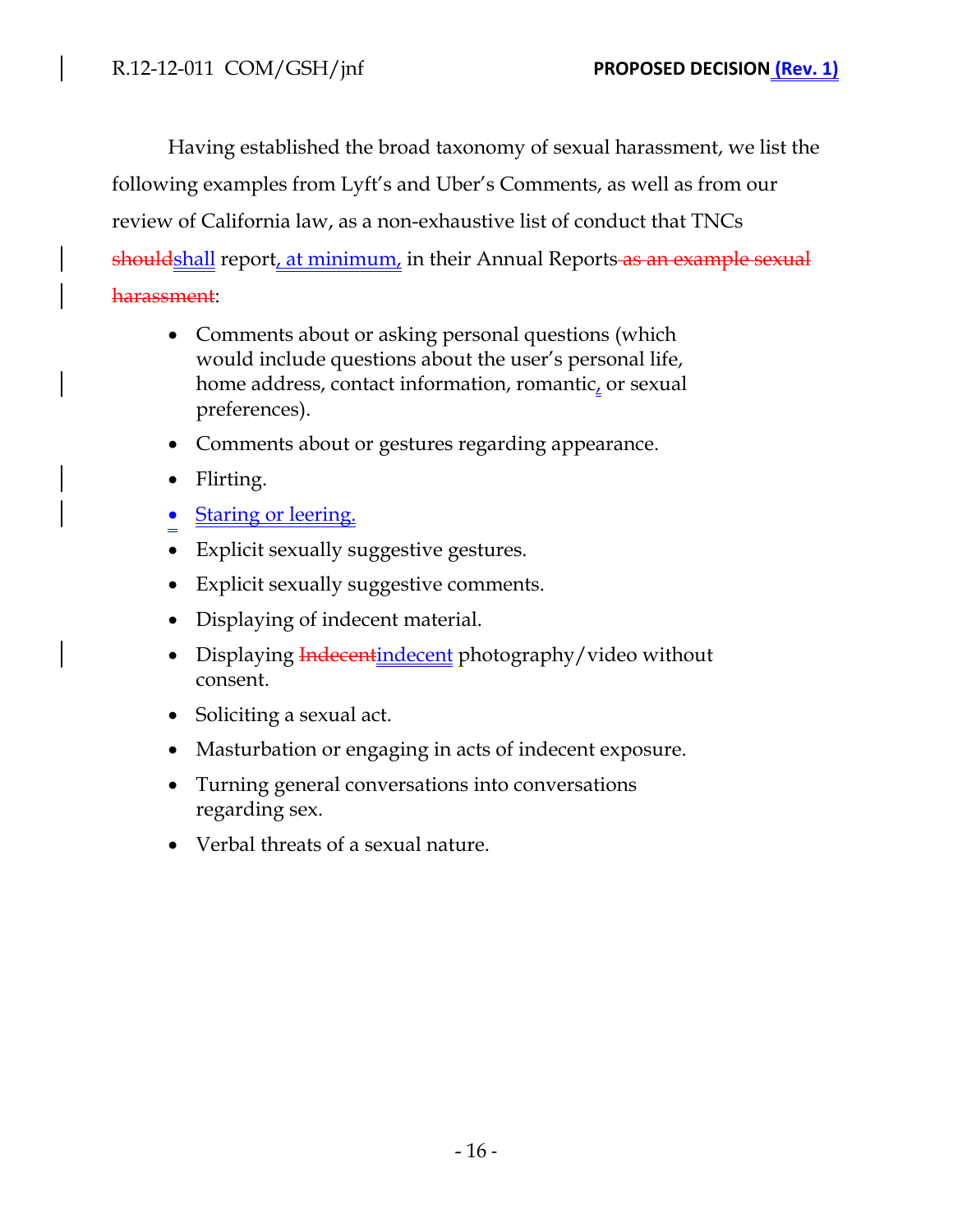Having established the broad taxonomy of sexual harassment, we list the following examples from Lyft's and Uber's Comments, as well as from our review of California law, as a non-exhaustive list of conduct that TNCs ~~should~~shall report, at minimum, in their Annual Reports ~~as an example sexual harassment~~:

- Comments about or asking personal questions (which would include questions about the user's personal life, home address, contact information, romantic, or sexual preferences).
- Comments about or gestures regarding appearance.
- Flirting.
- Staring or leering.
- Explicit sexually suggestive gestures.
- Explicit sexually suggestive comments.
- Displaying of indecent material.
- Displaying ~~Indecent~~indecent photography/video without consent.
- Soliciting a sexual act.
- Masturbation or engaging in acts of indecent exposure.
- Turning general conversations into conversations regarding sex.
- Verbal threats of a sexual nature.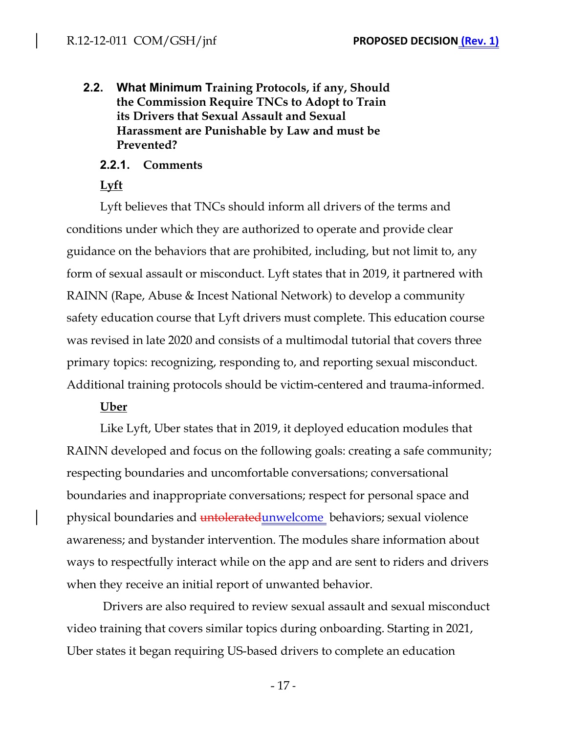### 2.2. What Minimum Training Protocols, if any, Should the Commission Require TNCs to Adopt to Train its Drivers that Sexual Assault and Sexual Harassment are Punishable by Law and must be Prevented?

#### 2.2.1. Comments

**Lyft**

Lyft believes that TNCs should inform all drivers of the terms and conditions under which they are authorized to operate and provide clear guidance on the behaviors that are prohibited, including, but not limit to, any form of sexual assault or misconduct. Lyft states that in 2019, it partnered with RAINN (Rape, Abuse & Incest National Network) to develop a community safety education course that Lyft drivers must complete. This education course was revised in late 2020 and consists of a multimodal tutorial that covers three primary topics: recognizing, responding to, and reporting sexual misconduct. Additional training protocols should be victim-centered and trauma-informed.

**Uber**

Like Lyft, Uber states that in 2019, it deployed education modules that RAINN developed and focus on the following goals: creating a safe community; respecting boundaries and uncomfortable conversations; conversational boundaries and inappropriate conversations; respect for personal space and physical boundaries and ~~untolerated~~unwelcome behaviors; sexual violence awareness; and bystander intervention. The modules share information about ways to respectfully interact while on the app and are sent to riders and drivers when they receive an initial report of unwanted behavior.

Drivers are also required to review sexual assault and sexual misconduct video training that covers similar topics during onboarding. Starting in 2021, Uber states it began requiring US-based drivers to complete an education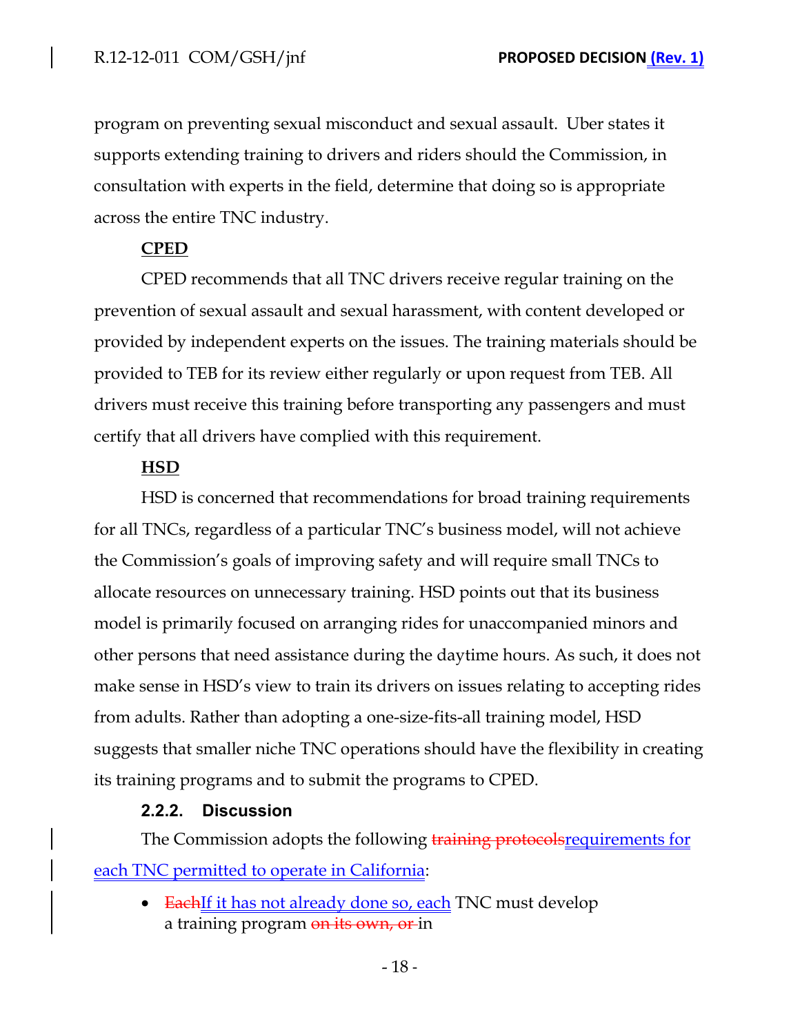program on preventing sexual misconduct and sexual assault. Uber states it supports extending training to drivers and riders should the Commission, in consultation with experts in the field, determine that doing so is appropriate across the entire TNC industry.

**CPED**

CPED recommends that all TNC drivers receive regular training on the prevention of sexual assault and sexual harassment, with content developed or provided by independent experts on the issues. The training materials should be provided to TEB for its review either regularly or upon request from TEB. All drivers must receive this training before transporting any passengers and must certify that all drivers have complied with this requirement.

**HSD**

HSD is concerned that recommendations for broad training requirements for all TNCs, regardless of a particular TNC's business model, will not achieve the Commission's goals of improving safety and will require small TNCs to allocate resources on unnecessary training. HSD points out that its business model is primarily focused on arranging rides for unaccompanied minors and other persons that need assistance during the daytime hours. As such, it does not make sense in HSD's view to train its drivers on issues relating to accepting rides from adults. Rather than adopting a one-size-fits-all training model, HSD suggests that smaller niche TNC operations should have the flexibility in creating its training programs and to submit the programs to CPED.

### 2.2.2. Discussion

The Commission adopts the following ~~training protocols~~requirements for each TNC permitted to operate in California:

- ~~Each~~If it has not already done so, each TNC must develop a training program ~~on its own, or~~ in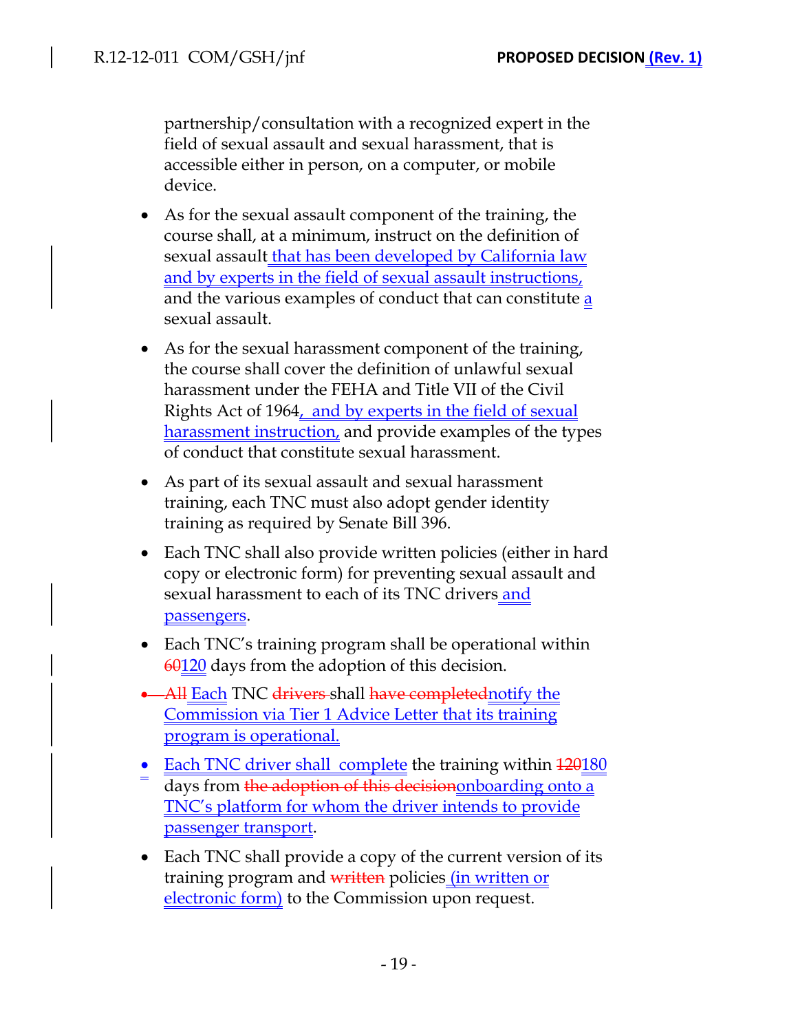partnership/consultation with a recognized expert in the field of sexual assault and sexual harassment, that is accessible either in person, on a computer, or mobile device.

- As for the sexual assault component of the training, the course shall, at a minimum, instruct on the definition of sexual assault that has been developed by California law and by experts in the field of sexual assault instructions, and the various examples of conduct that can constitute a sexual assault.
- As for the sexual harassment component of the training, the course shall cover the definition of unlawful sexual harassment under the FEHA and Title VII of the Civil Rights Act of 1964, and by experts in the field of sexual harassment instruction, and provide examples of the types of conduct that constitute sexual harassment.
- As part of its sexual assault and sexual harassment training, each TNC must also adopt gender identity training as required by Senate Bill 396.
- Each TNC shall also provide written policies (either in hard copy or electronic form) for preventing sexual assault and sexual harassment to each of its TNC drivers and passengers.
- Each TNC's training program shall be operational within ~~60~~120 days from the adoption of this decision.
- ~~All~~ Each TNC ~~drivers~~ shall ~~have completed~~notify the Commission via Tier 1 Advice Letter that its training program is operational.
- Each TNC driver shall complete the training within ~~120~~180 days from ~~the adoption of this decision~~onboarding onto a TNC's platform for whom the driver intends to provide passenger transport.
- Each TNC shall provide a copy of the current version of its training program and ~~written~~ policies (in written or electronic form) to the Commission upon request.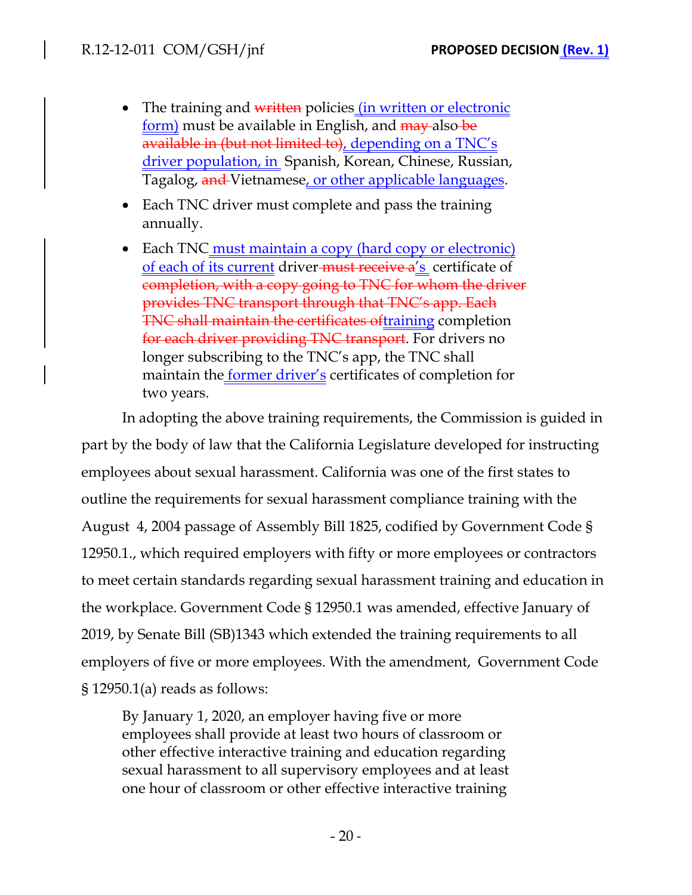- The training and ~~written~~ policies <u>(in written or electronic form)</u> must be available in English, and ~~may~~ also ~~be available in (but not limited to)~~<u>, depending on a TNC's driver population, in</u> Spanish, Korean, Chinese, Russian, Tagalog, ~~and~~ Vietnamese<u>, or other applicable languages</u>.
- Each TNC driver must complete and pass the training annually.
- Each TNC <u>must maintain a copy (hard copy or electronic) of each of its current</u> driver ~~must receive a~~<u>'s</u> certificate of ~~completion, with a copy going to TNC for whom the driver provides TNC transport through that TNC's app. Each TNC shall maintain the certificates of~~<u>training</u> completion ~~for each driver providing TNC transport~~. For drivers no longer subscribing to the TNC's app, the TNC shall maintain the <u>former driver's</u> certificates of completion for two years.

In adopting the above training requirements, the Commission is guided in part by the body of law that the California Legislature developed for instructing employees about sexual harassment. California was one of the first states to outline the requirements for sexual harassment compliance training with the August 4, 2004 passage of Assembly Bill 1825, codified by Government Code § 12950.1., which required employers with fifty or more employees or contractors to meet certain standards regarding sexual harassment training and education in the workplace. Government Code § 12950.1 was amended, effective January of 2019, by Senate Bill (SB)1343 which extended the training requirements to all employers of five or more employees. With the amendment, Government Code § 12950.1(a) reads as follows:

> By January 1, 2020, an employer having five or more employees shall provide at least two hours of classroom or other effective interactive training and education regarding sexual harassment to all supervisory employees and at least one hour of classroom or other effective interactive training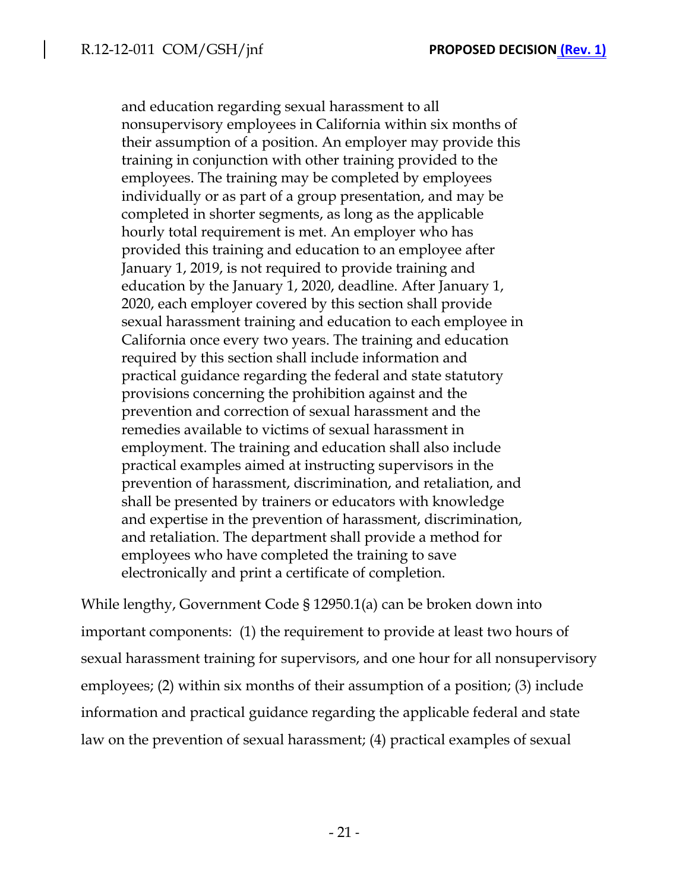> and education regarding sexual harassment to all nonsupervisory employees in California within six months of their assumption of a position. An employer may provide this training in conjunction with other training provided to the employees. The training may be completed by employees individually or as part of a group presentation, and may be completed in shorter segments, as long as the applicable hourly total requirement is met. An employer who has provided this training and education to an employee after January 1, 2019, is not required to provide training and education by the January 1, 2020, deadline. After January 1, 2020, each employer covered by this section shall provide sexual harassment training and education to each employee in California once every two years. The training and education required by this section shall include information and practical guidance regarding the federal and state statutory provisions concerning the prohibition against and the prevention and correction of sexual harassment and the remedies available to victims of sexual harassment in employment. The training and education shall also include practical examples aimed at instructing supervisors in the prevention of harassment, discrimination, and retaliation, and shall be presented by trainers or educators with knowledge and expertise in the prevention of harassment, discrimination, and retaliation. The department shall provide a method for employees who have completed the training to save electronically and print a certificate of completion.

While lengthy, Government Code § 12950.1(a) can be broken down into important components: (1) the requirement to provide at least two hours of sexual harassment training for supervisors, and one hour for all nonsupervisory employees; (2) within six months of their assumption of a position; (3) include information and practical guidance regarding the applicable federal and state law on the prevention of sexual harassment; (4) practical examples of sexual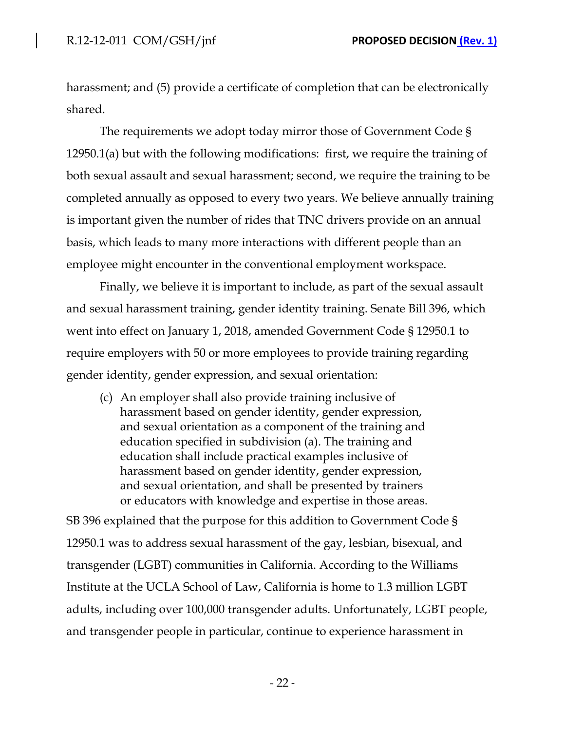harassment; and (5) provide a certificate of completion that can be electronically shared.

The requirements we adopt today mirror those of Government Code § 12950.1(a) but with the following modifications: first, we require the training of both sexual assault and sexual harassment; second, we require the training to be completed annually as opposed to every two years. We believe annually training is important given the number of rides that TNC drivers provide on an annual basis, which leads to many more interactions with different people than an employee might encounter in the conventional employment workspace.

Finally, we believe it is important to include, as part of the sexual assault and sexual harassment training, gender identity training. Senate Bill 396, which went into effect on January 1, 2018, amended Government Code § 12950.1 to require employers with 50 or more employees to provide training regarding gender identity, gender expression, and sexual orientation:

> (c) An employer shall also provide training inclusive of harassment based on gender identity, gender expression, and sexual orientation as a component of the training and education specified in subdivision (a). The training and education shall include practical examples inclusive of harassment based on gender identity, gender expression, and sexual orientation, and shall be presented by trainers or educators with knowledge and expertise in those areas.

SB 396 explained that the purpose for this addition to Government Code § 12950.1 was to address sexual harassment of the gay, lesbian, bisexual, and transgender (LGBT) communities in California. According to the Williams Institute at the UCLA School of Law, California is home to 1.3 million LGBT adults, including over 100,000 transgender adults. Unfortunately, LGBT people, and transgender people in particular, continue to experience harassment in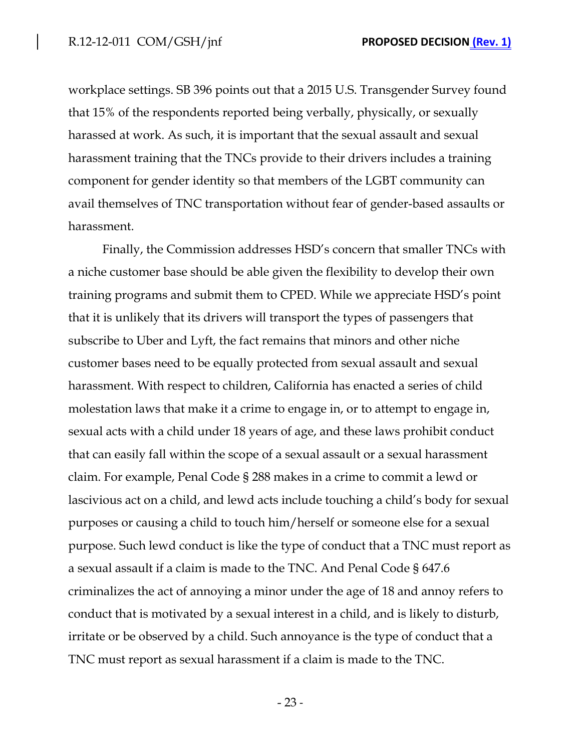workplace settings. SB 396 points out that a 2015 U.S. Transgender Survey found that 15% of the respondents reported being verbally, physically, or sexually harassed at work. As such, it is important that the sexual assault and sexual harassment training that the TNCs provide to their drivers includes a training component for gender identity so that members of the LGBT community can avail themselves of TNC transportation without fear of gender-based assaults or harassment.

Finally, the Commission addresses HSD's concern that smaller TNCs with a niche customer base should be able given the flexibility to develop their own training programs and submit them to CPED. While we appreciate HSD's point that it is unlikely that its drivers will transport the types of passengers that subscribe to Uber and Lyft, the fact remains that minors and other niche customer bases need to be equally protected from sexual assault and sexual harassment. With respect to children, California has enacted a series of child molestation laws that make it a crime to engage in, or to attempt to engage in, sexual acts with a child under 18 years of age, and these laws prohibit conduct that can easily fall within the scope of a sexual assault or a sexual harassment claim. For example, Penal Code § 288 makes in a crime to commit a lewd or lascivious act on a child, and lewd acts include touching a child's body for sexual purposes or causing a child to touch him/herself or someone else for a sexual purpose. Such lewd conduct is like the type of conduct that a TNC must report as a sexual assault if a claim is made to the TNC. And Penal Code § 647.6 criminalizes the act of annoying a minor under the age of 18 and annoy refers to conduct that is motivated by a sexual interest in a child, and is likely to disturb, irritate or be observed by a child. Such annoyance is the type of conduct that a TNC must report as sexual harassment if a claim is made to the TNC.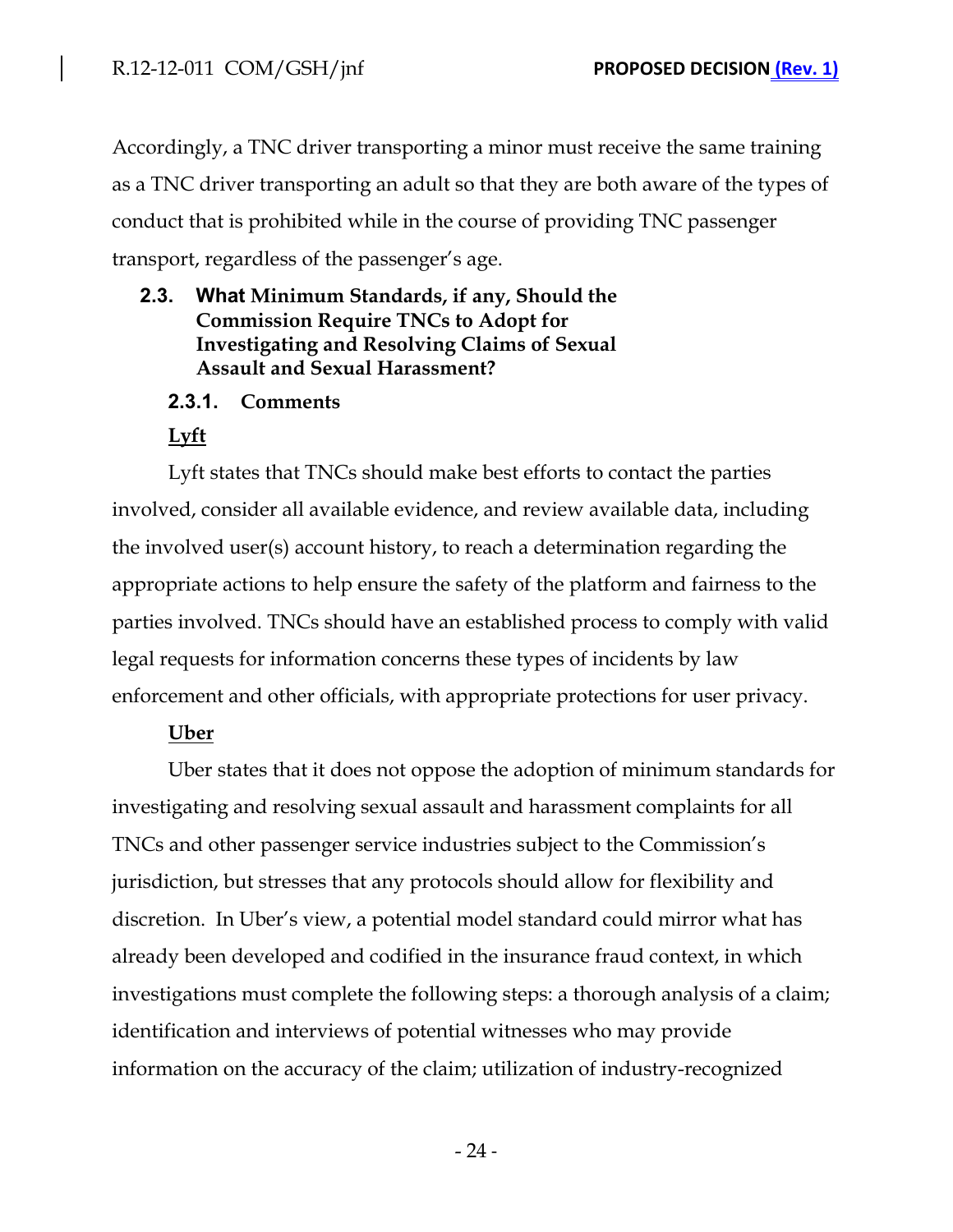Accordingly, a TNC driver transporting a minor must receive the same training as a TNC driver transporting an adult so that they are both aware of the types of conduct that is prohibited while in the course of providing TNC passenger transport, regardless of the passenger's age.

### 2.3. What Minimum Standards, if any, Should the Commission Require TNCs to Adopt for Investigating and Resolving Claims of Sexual Assault and Sexual Harassment?

#### 2.3.1. Comments

**Lyft**

Lyft states that TNCs should make best efforts to contact the parties involved, consider all available evidence, and review available data, including the involved user(s) account history, to reach a determination regarding the appropriate actions to help ensure the safety of the platform and fairness to the parties involved. TNCs should have an established process to comply with valid legal requests for information concerns these types of incidents by law enforcement and other officials, with appropriate protections for user privacy.

**Uber**

Uber states that it does not oppose the adoption of minimum standards for investigating and resolving sexual assault and harassment complaints for all TNCs and other passenger service industries subject to the Commission's jurisdiction, but stresses that any protocols should allow for flexibility and discretion. In Uber's view, a potential model standard could mirror what has already been developed and codified in the insurance fraud context, in which investigations must complete the following steps: a thorough analysis of a claim; identification and interviews of potential witnesses who may provide information on the accuracy of the claim; utilization of industry-recognized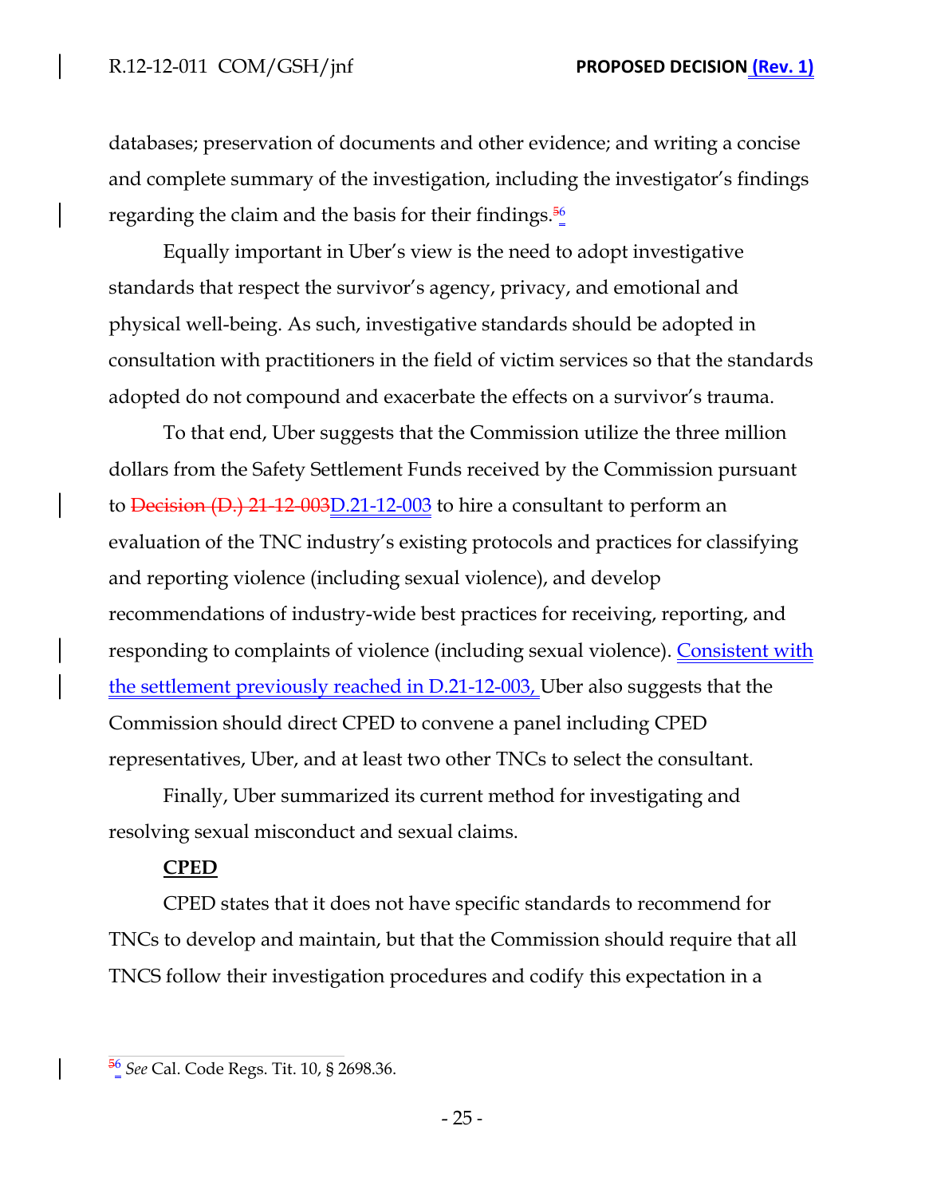databases; preservation of documents and other evidence; and writing a concise and complete summary of the investigation, including the investigator's findings regarding the claim and the basis for their findings.[56]

Equally important in Uber's view is the need to adopt investigative standards that respect the survivor's agency, privacy, and emotional and physical well-being. As such, investigative standards should be adopted in consultation with practitioners in the field of victim services so that the standards adopted do not compound and exacerbate the effects on a survivor's trauma.

To that end, Uber suggests that the Commission utilize the three million dollars from the Safety Settlement Funds received by the Commission pursuant to D.21-12-003 to hire a consultant to perform an evaluation of the TNC industry's existing protocols and practices for classifying and reporting violence (including sexual violence), and develop recommendations of industry-wide best practices for receiving, reporting, and responding to complaints of violence (including sexual violence). Consistent with the settlement previously reached in D.21-12-003, Uber also suggests that the Commission should direct CPED to convene a panel including CPED representatives, Uber, and at least two other TNCs to select the consultant.

Finally, Uber summarized its current method for investigating and resolving sexual misconduct and sexual claims.

**CPED**

CPED states that it does not have specific standards to recommend for TNCs to develop and maintain, but that the Commission should require that all TNCS follow their investigation procedures and codify this expectation in a

[56] *See* Cal. Code Regs. Tit. 10, § 2698.36.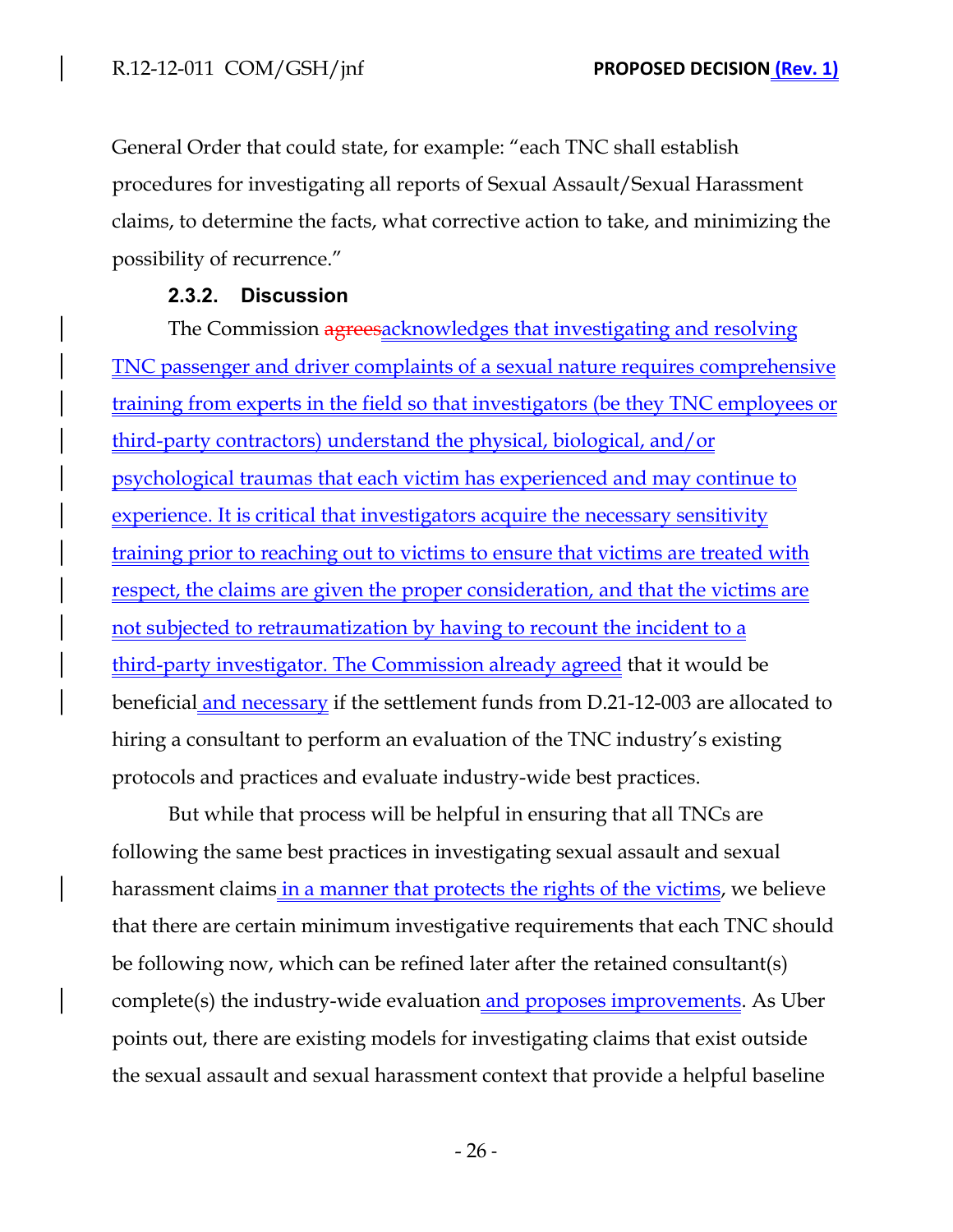General Order that could state, for example: "each TNC shall establish procedures for investigating all reports of Sexual Assault/Sexual Harassment claims, to determine the facts, what corrective action to take, and minimizing the possibility of recurrence."

### 2.3.2. Discussion

The Commission ~~agrees~~acknowledges that investigating and resolving TNC passenger and driver complaints of a sexual nature requires comprehensive training from experts in the field so that investigators (be they TNC employees or third-party contractors) understand the physical, biological, and/or psychological traumas that each victim has experienced and may continue to experience. It is critical that investigators acquire the necessary sensitivity training prior to reaching out to victims to ensure that victims are treated with respect, the claims are given the proper consideration, and that the victims are not subjected to retraumatization by having to recount the incident to a third-party investigator. The Commission already agreed that it would be beneficial and necessary if the settlement funds from D.21-12-003 are allocated to hiring a consultant to perform an evaluation of the TNC industry's existing protocols and practices and evaluate industry-wide best practices.

But while that process will be helpful in ensuring that all TNCs are following the same best practices in investigating sexual assault and sexual harassment claims in a manner that protects the rights of the victims, we believe that there are certain minimum investigative requirements that each TNC should be following now, which can be refined later after the retained consultant(s) complete(s) the industry-wide evaluation and proposes improvements. As Uber points out, there are existing models for investigating claims that exist outside the sexual assault and sexual harassment context that provide a helpful baseline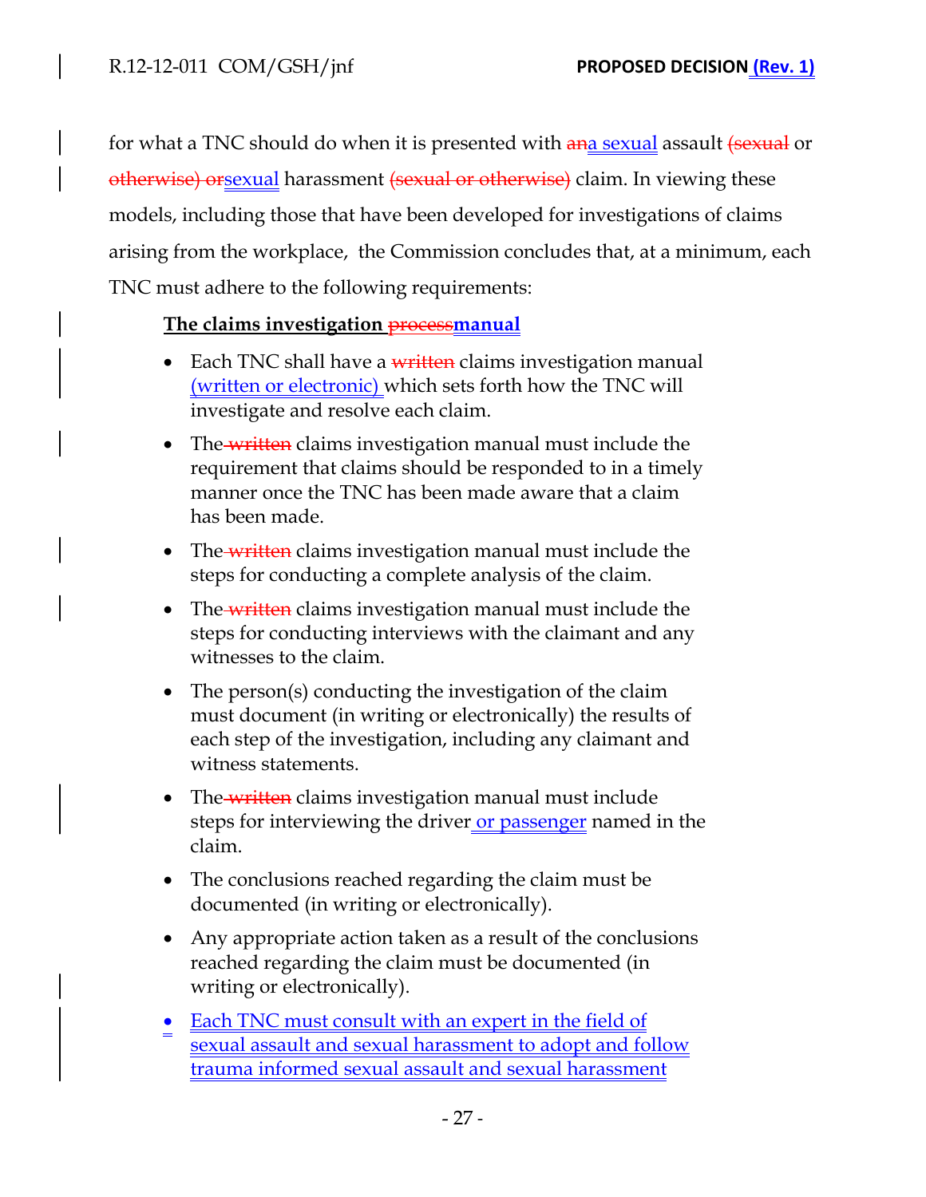for what a TNC should do when it is presented with ~~an~~a sexual assault ~~(sexual~~ or ~~otherwise) or~~sexual harassment ~~(sexual or otherwise)~~ claim. In viewing these models, including those that have been developed for investigations of claims arising from the workplace, the Commission concludes that, at a minimum, each TNC must adhere to the following requirements:

**The claims investigation ~~process~~manual**

- Each TNC shall have a ~~written~~ claims investigation manual (written or electronic) which sets forth how the TNC will investigate and resolve each claim.
- The ~~written~~ claims investigation manual must include the requirement that claims should be responded to in a timely manner once the TNC has been made aware that a claim has been made.
- The ~~written~~ claims investigation manual must include the steps for conducting a complete analysis of the claim.
- The ~~written~~ claims investigation manual must include the steps for conducting interviews with the claimant and any witnesses to the claim.
- The person(s) conducting the investigation of the claim must document (in writing or electronically) the results of each step of the investigation, including any claimant and witness statements.
- The ~~written~~ claims investigation manual must include steps for interviewing the driver or passenger named in the claim.
- The conclusions reached regarding the claim must be documented (in writing or electronically).
- Any appropriate action taken as a result of the conclusions reached regarding the claim must be documented (in writing or electronically).
- Each TNC must consult with an expert in the field of sexual assault and sexual harassment to adopt and follow trauma informed sexual assault and sexual harassment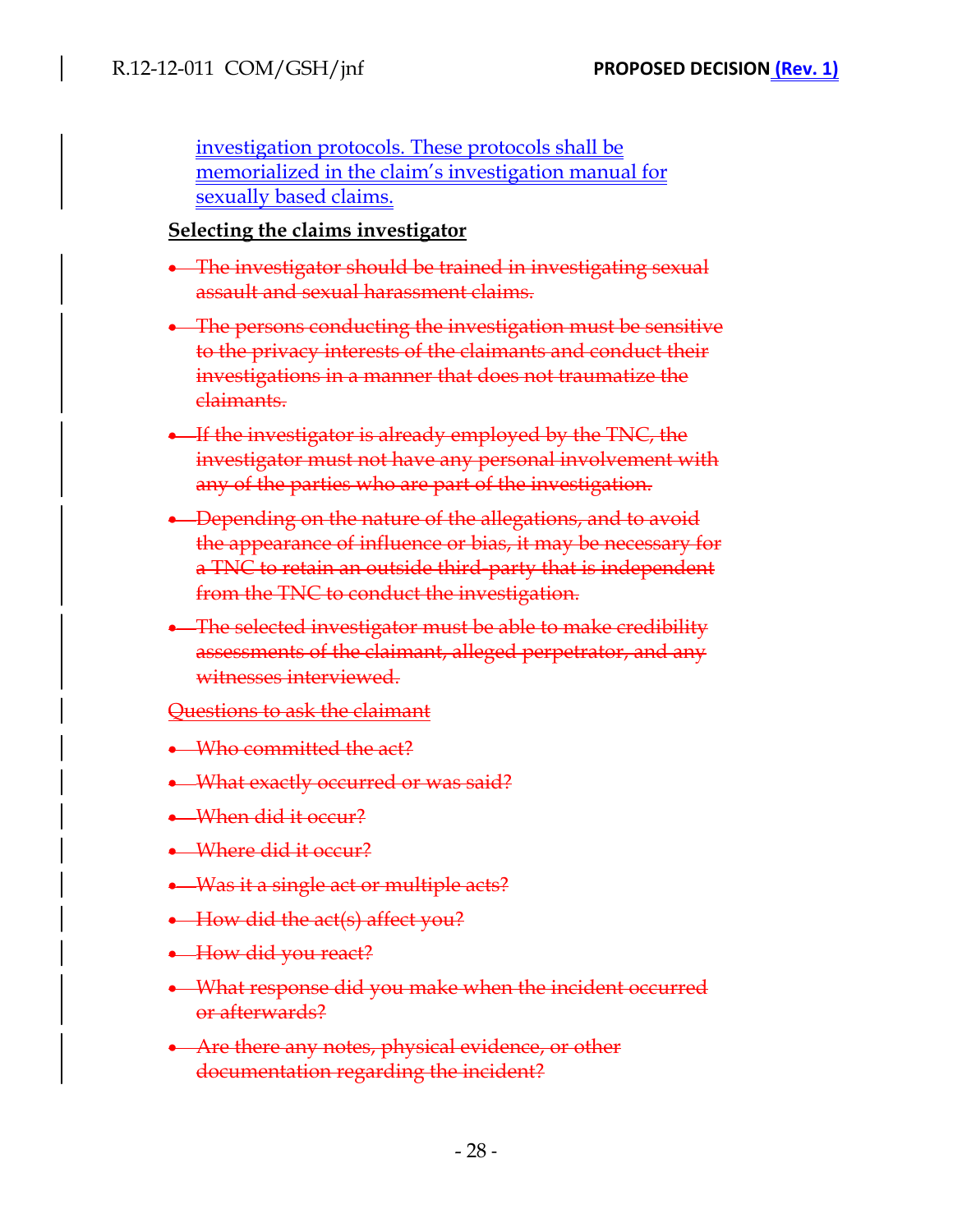investigation protocols. These protocols shall be memorialized in the claim's investigation manual for sexually based claims.

**Selecting the claims investigator**

- ~~The investigator should be trained in investigating sexual assault and sexual harassment claims.~~
- ~~The persons conducting the investigation must be sensitive to the privacy interests of the claimants and conduct their investigations in a manner that does not traumatize the claimants.~~
- ~~If the investigator is already employed by the TNC, the investigator must not have any personal involvement with any of the parties who are part of the investigation.~~
- ~~Depending on the nature of the allegations, and to avoid the appearance of influence or bias, it may be necessary for a TNC to retain an outside third-party that is independent from the TNC to conduct the investigation.~~
- ~~The selected investigator must be able to make credibility assessments of the claimant, alleged perpetrator, and any witnesses interviewed.~~

~~Questions to ask the claimant~~

- ~~Who committed the act?~~
- ~~What exactly occurred or was said?~~
- ~~When did it occur?~~
- ~~Where did it occur?~~
- ~~Was it a single act or multiple acts?~~
- ~~How did the act(s) affect you?~~
- ~~How did you react?~~
- ~~What response did you make when the incident occurred or afterwards?~~
- ~~Are there any notes, physical evidence, or other documentation regarding the incident?~~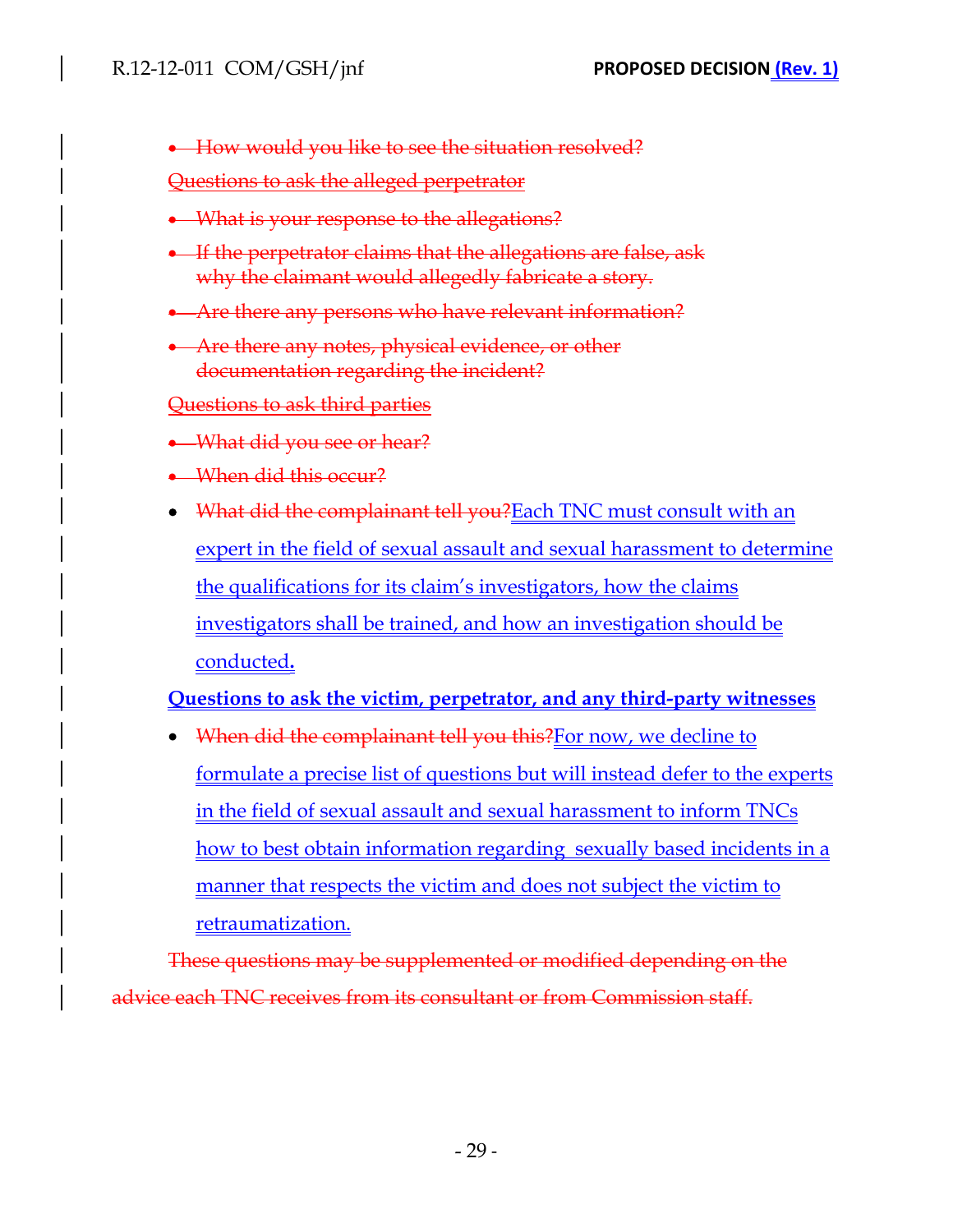- ~~How would you like to see the situation resolved?~~

~~Questions to ask the alleged perpetrator~~

- ~~What is your response to the allegations?~~
- ~~If the perpetrator claims that the allegations are false, ask why the claimant would allegedly fabricate a story.~~
- ~~Are there any persons who have relevant information?~~
- ~~Are there any notes, physical evidence, or other documentation regarding the incident?~~

~~Questions to ask third parties~~

- ~~What did you see or hear?~~
- ~~When did this occur?~~
- ~~What did the complainant tell you?~~Each TNC must consult with an expert in the field of sexual assault and sexual harassment to determine the qualifications for its claim's investigators, how the claims investigators shall be trained, and how an investigation should be conducted.

**Questions to ask the victim, perpetrator, and any third-party witnesses**

- ~~When did the complainant tell you this?~~For now, we decline to formulate a precise list of questions but will instead defer to the experts in the field of sexual assault and sexual harassment to inform TNCs how to best obtain information regarding sexually based incidents in a manner that respects the victim and does not subject the victim to retraumatization.

~~These questions may be supplemented or modified depending on the advice each TNC receives from its consultant or from Commission staff.~~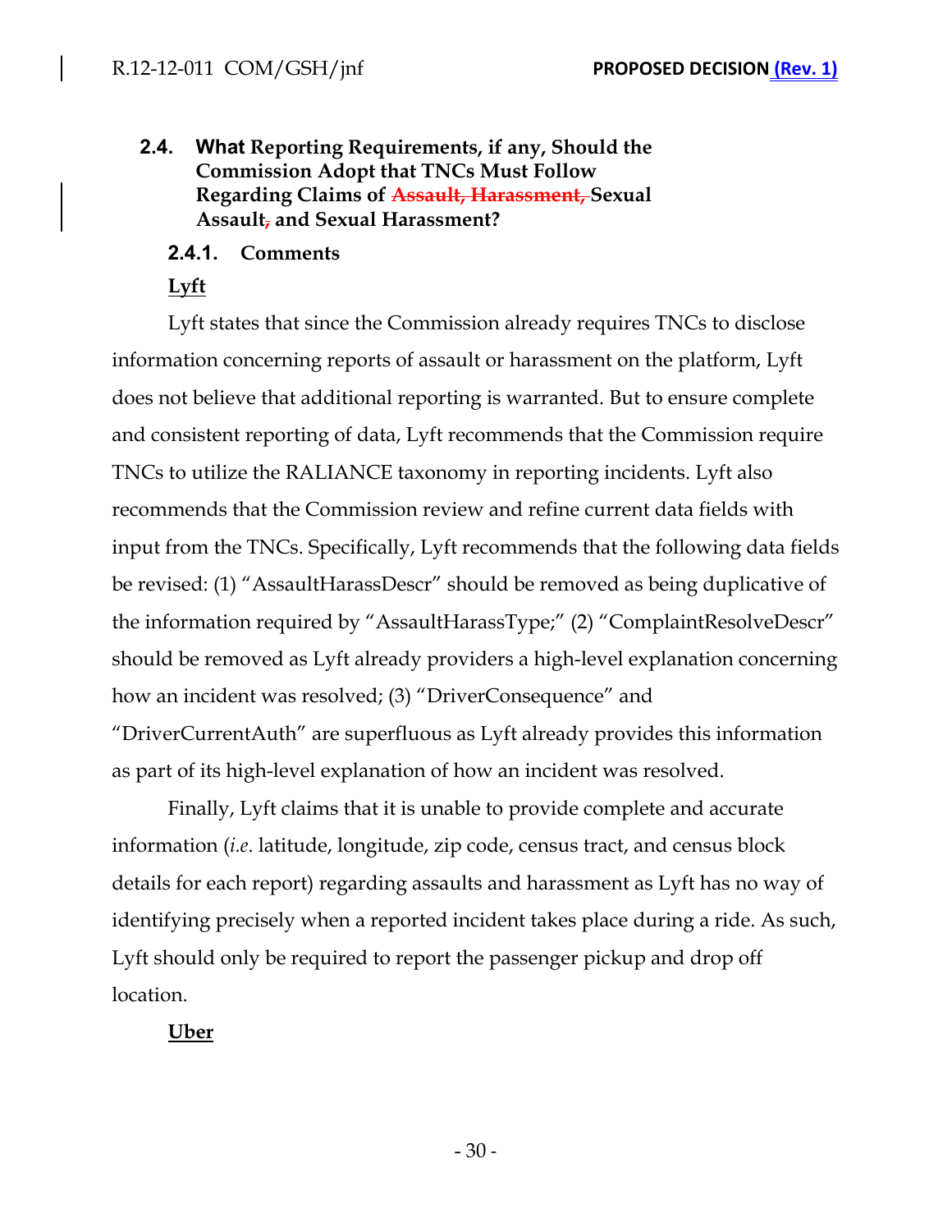### 2.4. What Reporting Requirements, if any, Should the Commission Adopt that TNCs Must Follow Regarding Claims of ~~Assault, Harassment,~~ Sexual Assault~~,~~ and Sexual Harassment?

#### 2.4.1. Comments

**Lyft**

Lyft states that since the Commission already requires TNCs to disclose information concerning reports of assault or harassment on the platform, Lyft does not believe that additional reporting is warranted. But to ensure complete and consistent reporting of data, Lyft recommends that the Commission require TNCs to utilize the RALIANCE taxonomy in reporting incidents. Lyft also recommends that the Commission review and refine current data fields with input from the TNCs. Specifically, Lyft recommends that the following data fields be revised: (1) "AssaultHarassDescr" should be removed as being duplicative of the information required by "AssaultHarassType;" (2) "ComplaintResolveDescr" should be removed as Lyft already providers a high-level explanation concerning how an incident was resolved; (3) "DriverConsequence" and "DriverCurrentAuth" are superfluous as Lyft already provides this information as part of its high-level explanation of how an incident was resolved.

Finally, Lyft claims that it is unable to provide complete and accurate information (*i.e*. latitude, longitude, zip code, census tract, and census block details for each report) regarding assaults and harassment as Lyft has no way of identifying precisely when a reported incident takes place during a ride. As such, Lyft should only be required to report the passenger pickup and drop off location.

**Uber**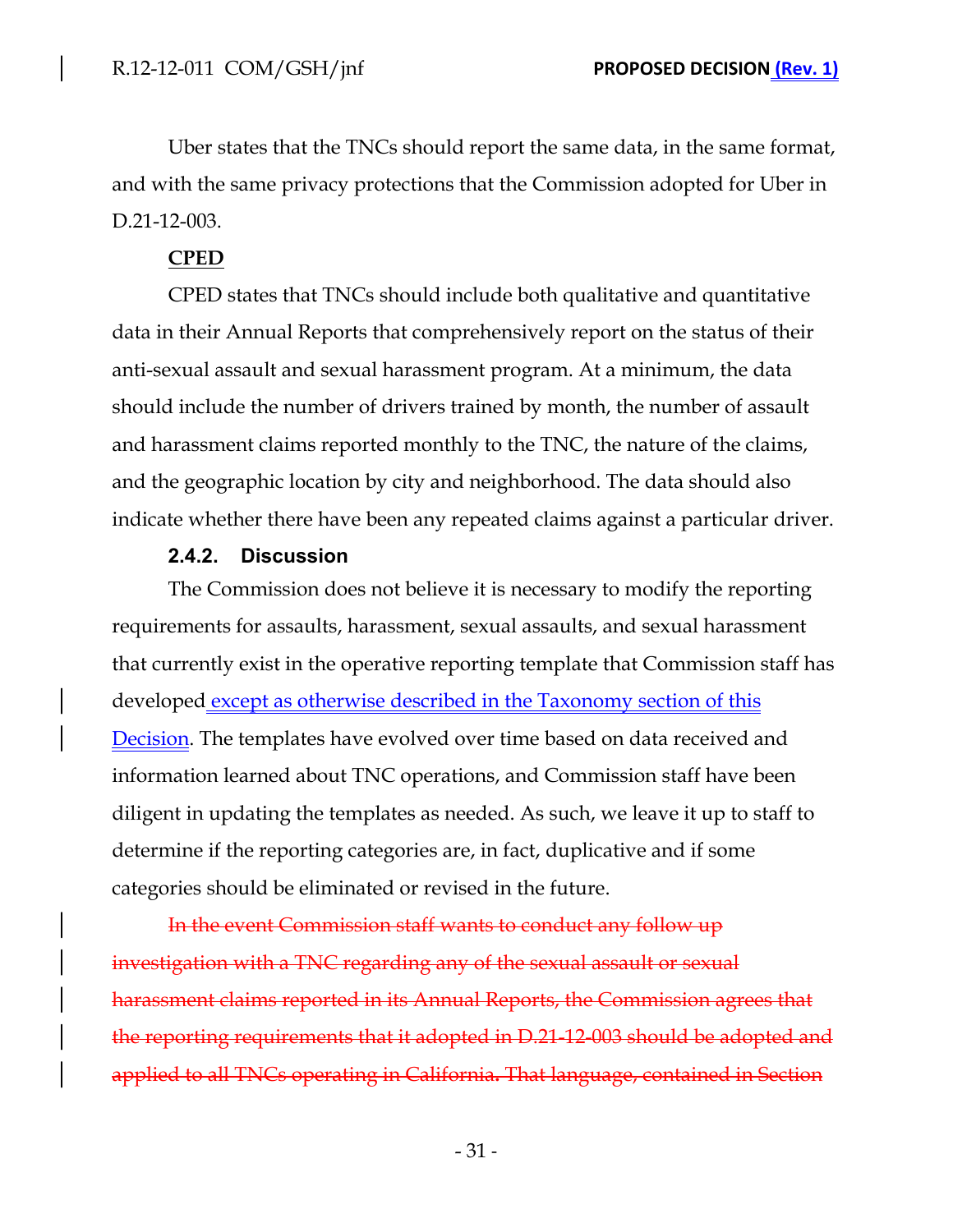Uber states that the TNCs should report the same data, in the same format, and with the same privacy protections that the Commission adopted for Uber in D.21-12-003.

**CPED**

CPED states that TNCs should include both qualitative and quantitative data in their Annual Reports that comprehensively report on the status of their anti-sexual assault and sexual harassment program. At a minimum, the data should include the number of drivers trained by month, the number of assault and harassment claims reported monthly to the TNC, the nature of the claims, and the geographic location by city and neighborhood. The data should also indicate whether there have been any repeated claims against a particular driver.

#### 2.4.2. Discussion

The Commission does not believe it is necessary to modify the reporting requirements for assaults, harassment, sexual assaults, and sexual harassment that currently exist in the operative reporting template that Commission staff has developed except as otherwise described in the Taxonomy section of this Decision. The templates have evolved over time based on data received and information learned about TNC operations, and Commission staff have been diligent in updating the templates as needed. As such, we leave it up to staff to determine if the reporting categories are, in fact, duplicative and if some categories should be eliminated or revised in the future.

~~In the event Commission staff wants to conduct any follow up investigation with a TNC regarding any of the sexual assault or sexual harassment claims reported in its Annual Reports, the Commission agrees that the reporting requirements that it adopted in D.21-12-003 should be adopted and applied to all TNCs operating in California. That language, contained in Section~~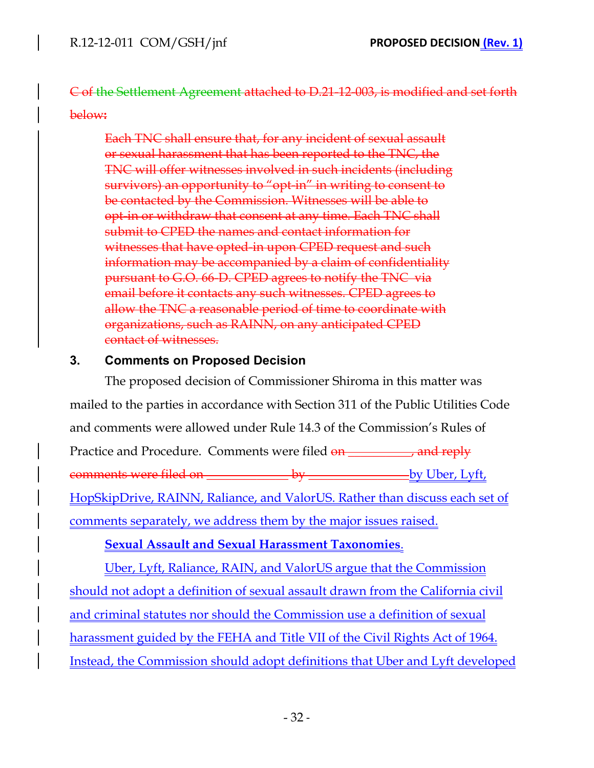~~C of the Settlement Agreement attached to D.21-12-003, is modified and set forth below:~~

> ~~Each TNC shall ensure that, for any incident of sexual assault or sexual harassment that has been reported to the TNC, the TNC will offer witnesses involved in such incidents (including survivors) an opportunity to "opt-in" in writing to consent to be contacted by the Commission. Witnesses will be able to opt-in or withdraw that consent at any time. Each TNC shall submit to CPED the names and contact information for witnesses that have opted-in upon CPED request and such information may be accompanied by a claim of confidentiality pursuant to G.O. 66-D. CPED agrees to notify the TNC via email before it contacts any such witnesses. CPED agrees to allow the TNC a reasonable period of time to coordinate with organizations, such as RAINN, on any anticipated CPED contact of witnesses.~~

## 3. Comments on Proposed Decision

The proposed decision of Commissioner Shiroma in this matter was mailed to the parties in accordance with Section 311 of the Public Utilities Code and comments were allowed under Rule 14.3 of the Commission's Rules of Practice and Procedure. Comments were filed ~~on \_\_\_\_\_\_\_\_\_\_, and reply comments were filed on \_\_\_\_\_\_\_\_\_\_\_\_\_ by \_\_\_\_\_\_\_\_\_\_\_\_\_\_\_~~by Uber, Lyft, HopSkipDrive, RAINN, Raliance, and ValorUS. Rather than discuss each set of comments separately, we address them by the major issues raised.

**Sexual Assault and Sexual Harassment Taxonomies**.

Uber, Lyft, Raliance, RAIN, and ValorUS argue that the Commission should not adopt a definition of sexual assault drawn from the California civil and criminal statutes nor should the Commission use a definition of sexual harassment guided by the FEHA and Title VII of the Civil Rights Act of 1964. Instead, the Commission should adopt definitions that Uber and Lyft developed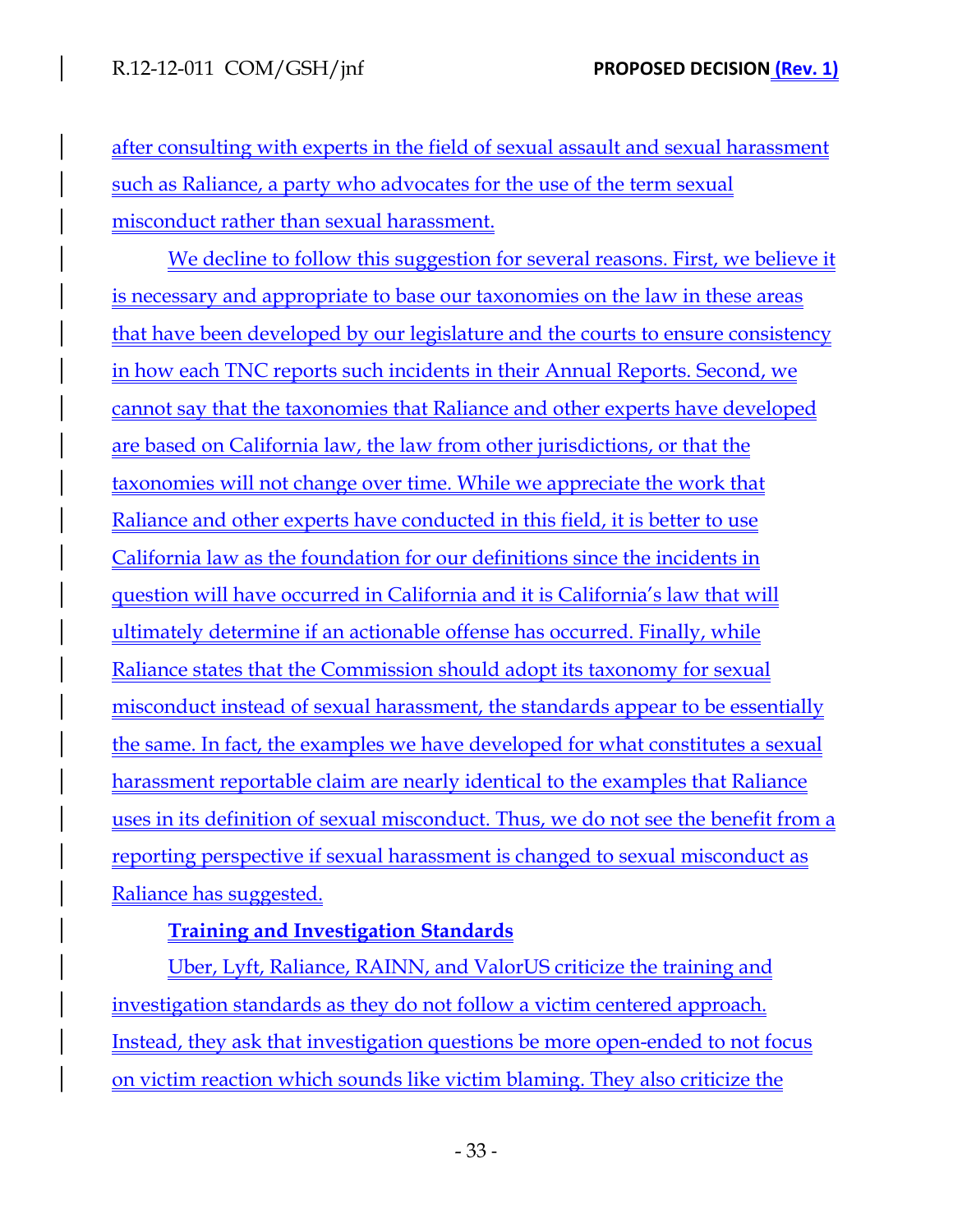after consulting with experts in the field of sexual assault and sexual harassment such as Raliance, a party who advocates for the use of the term sexual misconduct rather than sexual harassment.

We decline to follow this suggestion for several reasons. First, we believe it is necessary and appropriate to base our taxonomies on the law in these areas that have been developed by our legislature and the courts to ensure consistency in how each TNC reports such incidents in their Annual Reports. Second, we cannot say that the taxonomies that Raliance and other experts have developed are based on California law, the law from other jurisdictions, or that the taxonomies will not change over time. While we appreciate the work that Raliance and other experts have conducted in this field, it is better to use California law as the foundation for our definitions since the incidents in question will have occurred in California and it is California's law that will ultimately determine if an actionable offense has occurred. Finally, while Raliance states that the Commission should adopt its taxonomy for sexual misconduct instead of sexual harassment, the standards appear to be essentially the same. In fact, the examples we have developed for what constitutes a sexual harassment reportable claim are nearly identical to the examples that Raliance uses in its definition of sexual misconduct. Thus, we do not see the benefit from a reporting perspective if sexual harassment is changed to sexual misconduct as Raliance has suggested.

**Training and Investigation Standards**

Uber, Lyft, Raliance, RAINN, and ValorUS criticize the training and investigation standards as they do not follow a victim centered approach. Instead, they ask that investigation questions be more open-ended to not focus on victim reaction which sounds like victim blaming. They also criticize the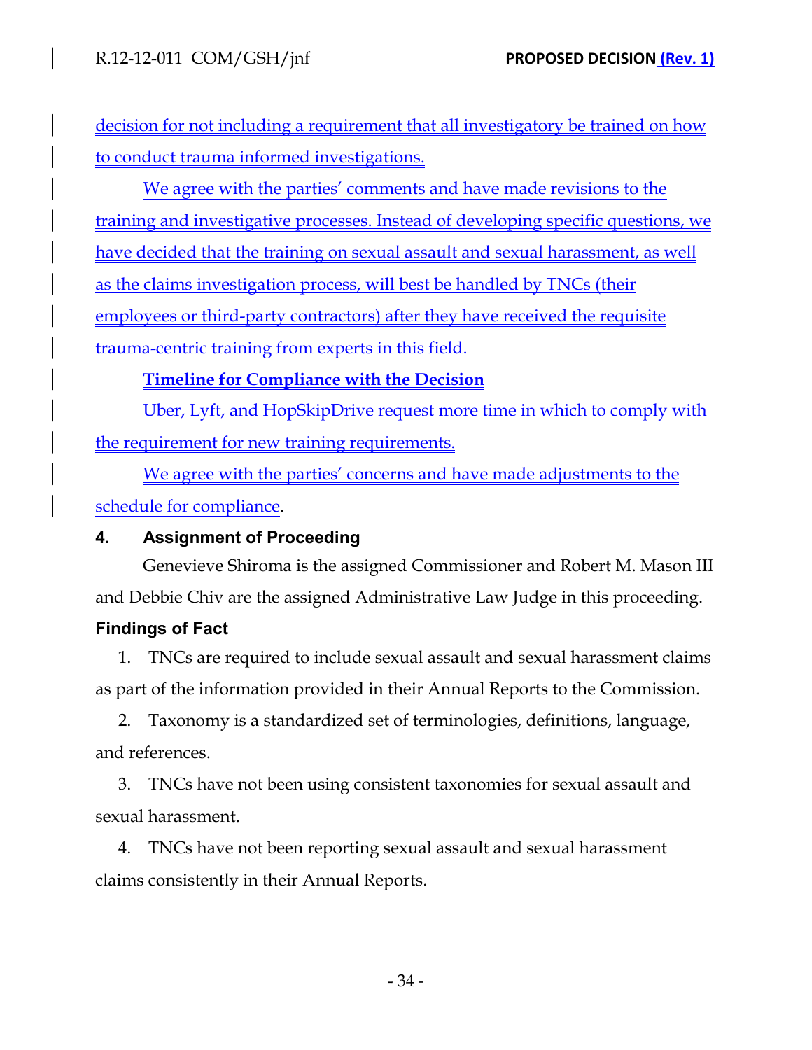decision for not including a requirement that all investigatory be trained on how to conduct trauma informed investigations.

We agree with the parties' comments and have made revisions to the training and investigative processes. Instead of developing specific questions, we have decided that the training on sexual assault and sexual harassment, as well as the claims investigation process, will best be handled by TNCs (their employees or third-party contractors) after they have received the requisite trauma-centric training from experts in this field.

**Timeline for Compliance with the Decision**

Uber, Lyft, and HopSkipDrive request more time in which to comply with the requirement for new training requirements.

We agree with the parties' concerns and have made adjustments to the schedule for compliance.

## 4. Assignment of Proceeding

Genevieve Shiroma is the assigned Commissioner and Robert M. Mason III and Debbie Chiv are the assigned Administrative Law Judge in this proceeding.

## Findings of Fact

1. TNCs are required to include sexual assault and sexual harassment claims as part of the information provided in their Annual Reports to the Commission.

2. Taxonomy is a standardized set of terminologies, definitions, language, and references.

3. TNCs have not been using consistent taxonomies for sexual assault and sexual harassment.

4. TNCs have not been reporting sexual assault and sexual harassment claims consistently in their Annual Reports.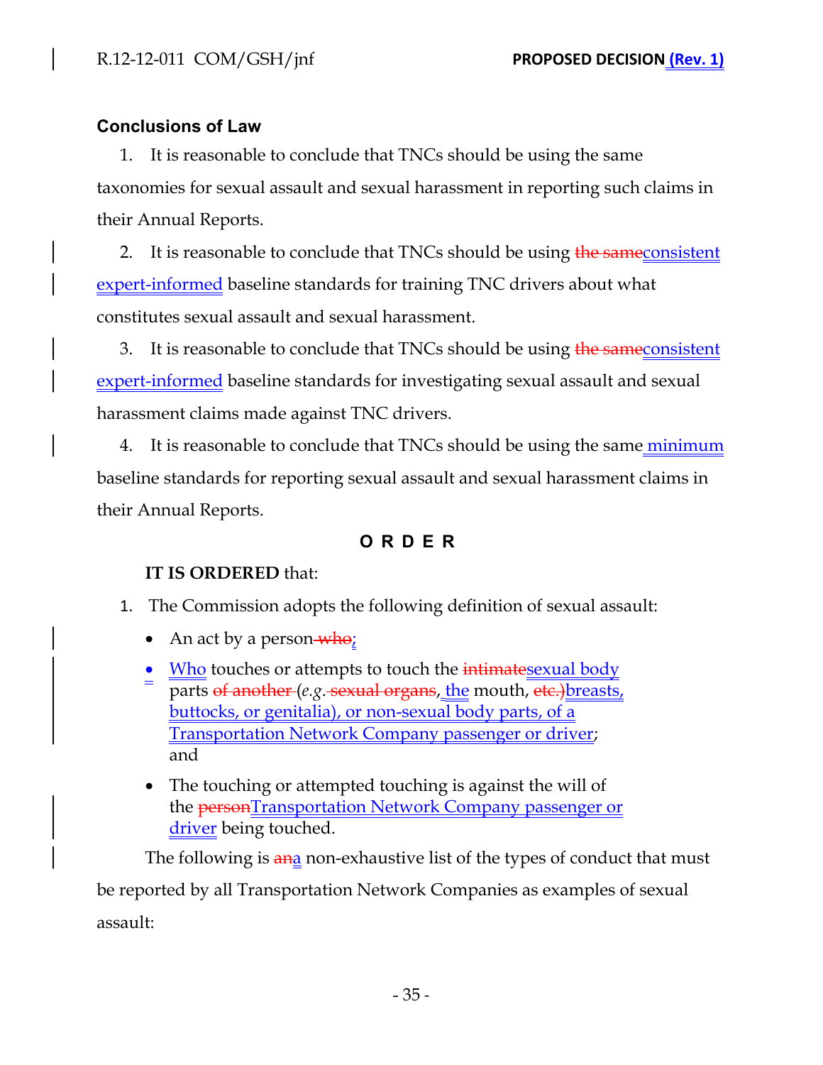## Conclusions of Law

1. It is reasonable to conclude that TNCs should be using the same taxonomies for sexual assault and sexual harassment in reporting such claims in their Annual Reports.

2. It is reasonable to conclude that TNCs should be using ~~the same~~consistent expert-informed baseline standards for training TNC drivers about what constitutes sexual assault and sexual harassment.

3. It is reasonable to conclude that TNCs should be using ~~the same~~consistent expert-informed baseline standards for investigating sexual assault and sexual harassment claims made against TNC drivers.

4. It is reasonable to conclude that TNCs should be using the same minimum baseline standards for reporting sexual assault and sexual harassment claims in their Annual Reports.

## O R D E R

**IT IS ORDERED** that:

1. The Commission adopts the following definition of sexual assault:

   - An act by a person ~~who~~;
   - Who touches or attempts to touch the ~~intimate~~sexual body parts ~~of another~~ (*e.g.* ~~sexual organs~~, the mouth, ~~etc.)~~breasts, buttocks, or genitalia), or non-sexual body parts, of a Transportation Network Company passenger or driver; and
   - The touching or attempted touching is against the will of the ~~person~~Transportation Network Company passenger or driver being touched.

   The following is ~~an~~a non-exhaustive list of the types of conduct that must be reported by all Transportation Network Companies as examples of sexual assault: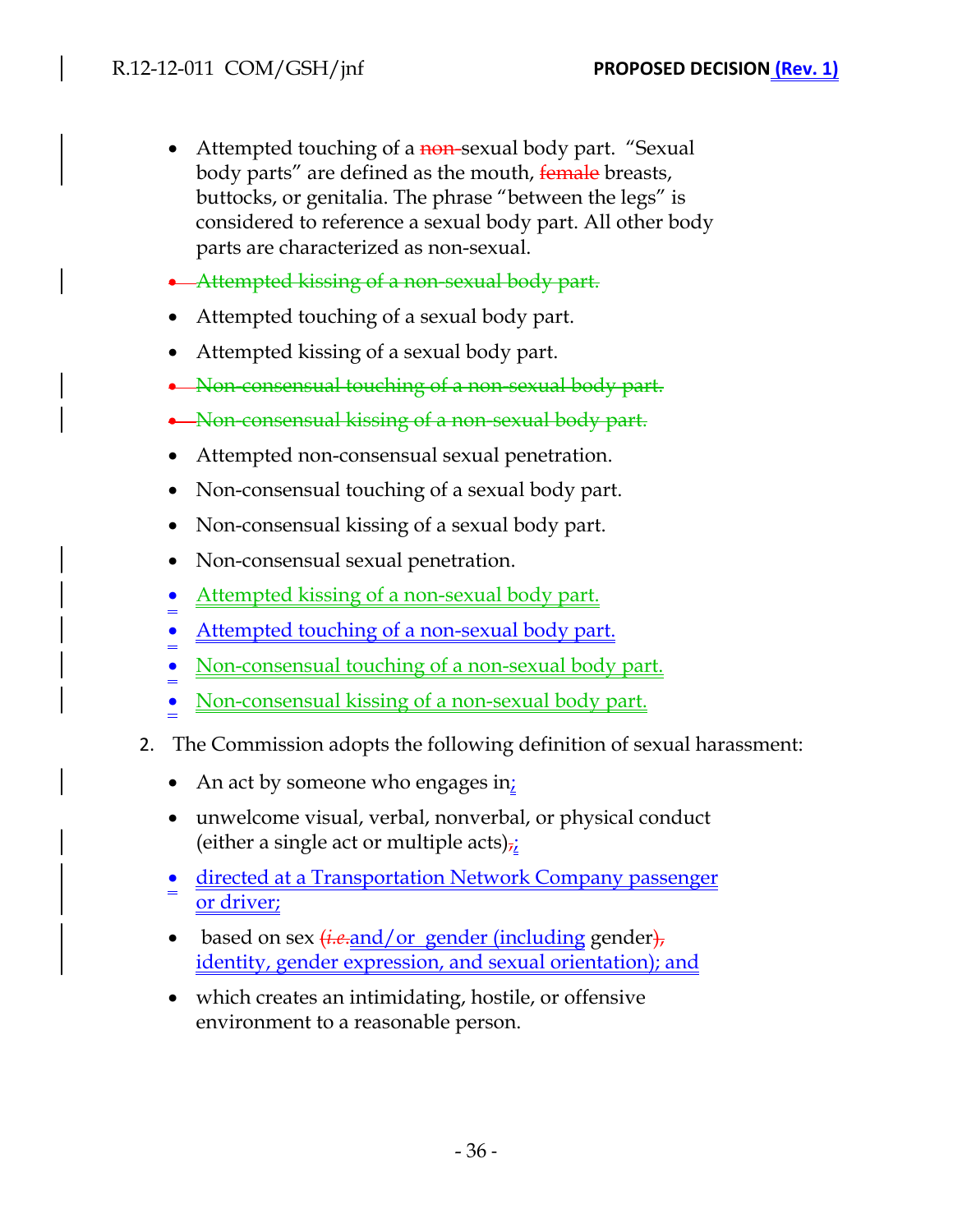- Attempted touching of a ~~non-~~sexual body part. "Sexual body parts" are defined as the mouth, ~~female~~ breasts, buttocks, or genitalia. The phrase "between the legs" is considered to reference a sexual body part. All other body parts are characterized as non-sexual.
- ~~Attempted kissing of a non-sexual body part.~~
- Attempted touching of a sexual body part.
- Attempted kissing of a sexual body part.
- ~~Non-consensual touching of a non-sexual body part.~~
- ~~Non-consensual kissing of a non-sexual body part.~~
- Attempted non-consensual sexual penetration.
- Non-consensual touching of a sexual body part.
- Non-consensual kissing of a sexual body part.
- Non-consensual sexual penetration.
- Attempted kissing of a non-sexual body part.
- Attempted touching of a non-sexual body part.
- Non-consensual touching of a non-sexual body part.
- Non-consensual kissing of a non-sexual body part.

2. The Commission adopts the following definition of sexual harassment:

- An act by someone who engages in;
- unwelcome visual, verbal, nonverbal, or physical conduct (either a single act or multiple acts)~~,~~;
- directed at a Transportation Network Company passenger or driver;
- based on sex ~~(*i.e.*~~and/or gender (including gender~~),~~ identity, gender expression, and sexual orientation); and
- which creates an intimidating, hostile, or offensive environment to a reasonable person.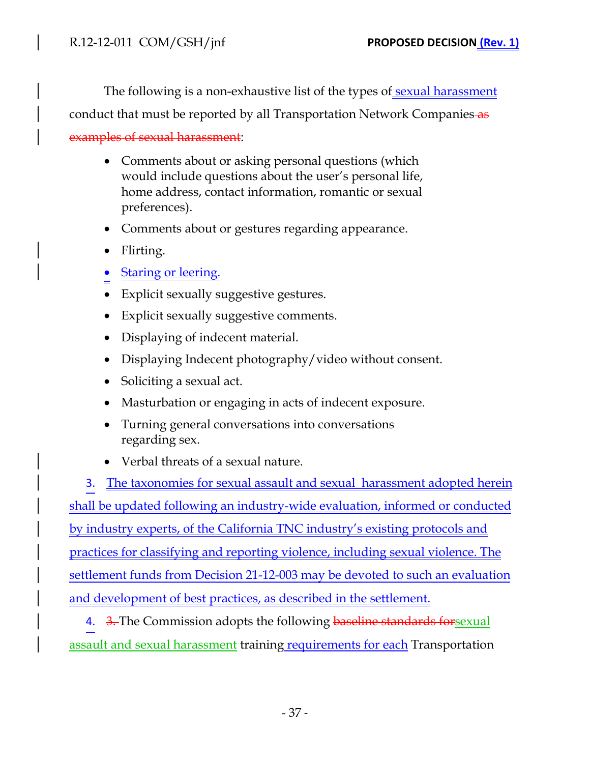The following is a non-exhaustive list of the types of sexual harassment conduct that must be reported by all Transportation Network Companies ~~as examples of sexual harassment~~:

- Comments about or asking personal questions (which would include questions about the user's personal life, home address, contact information, romantic or sexual preferences).
- Comments about or gestures regarding appearance.
- Flirting.
- Staring or leering.
- Explicit sexually suggestive gestures.
- Explicit sexually suggestive comments.
- Displaying of indecent material.
- Displaying Indecent photography/video without consent.
- Soliciting a sexual act.
- Masturbation or engaging in acts of indecent exposure.
- Turning general conversations into conversations regarding sex.
- Verbal threats of a sexual nature.

3. The taxonomies for sexual assault and sexual harassment adopted herein shall be updated following an industry-wide evaluation, informed or conducted by industry experts, of the California TNC industry's existing protocols and practices for classifying and reporting violence, including sexual violence. The settlement funds from Decision 21-12-003 may be devoted to such an evaluation and development of best practices, as described in the settlement.

4. ~~3.~~ The Commission adopts the following ~~baseline standards for~~sexual assault and sexual harassment training requirements for each Transportation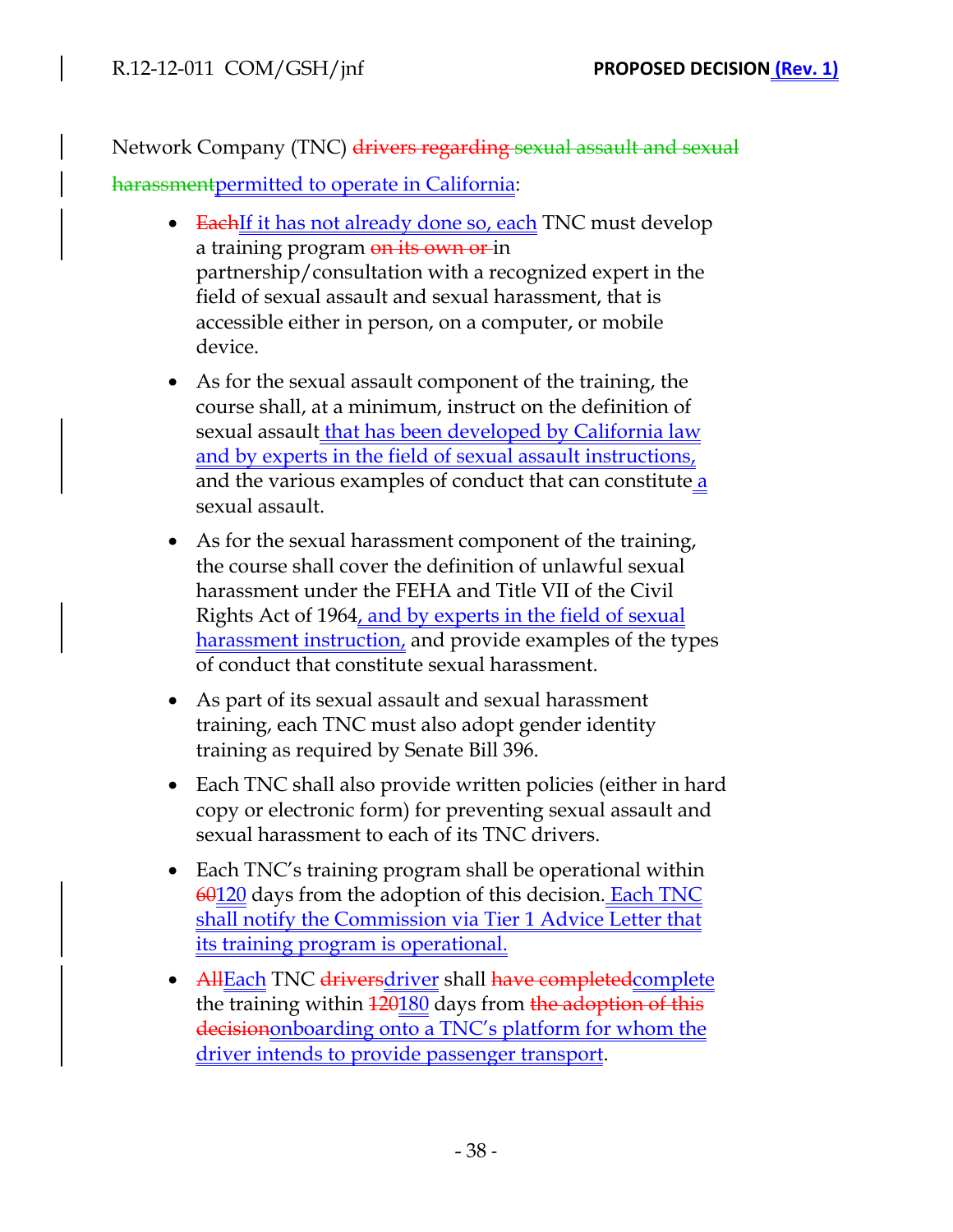Network Company (TNC) ~~drivers regarding sexual assault and sexual harassment~~permitted to operate in California:

- ~~Each~~If it has not already done so, each TNC must develop a training program ~~on its own or~~ in partnership/consultation with a recognized expert in the field of sexual assault and sexual harassment, that is accessible either in person, on a computer, or mobile device.
- As for the sexual assault component of the training, the course shall, at a minimum, instruct on the definition of sexual assault that has been developed by California law and by experts in the field of sexual assault instructions, and the various examples of conduct that can constitute a sexual assault.
- As for the sexual harassment component of the training, the course shall cover the definition of unlawful sexual harassment under the FEHA and Title VII of the Civil Rights Act of 1964, and by experts in the field of sexual harassment instruction, and provide examples of the types of conduct that constitute sexual harassment.
- As part of its sexual assault and sexual harassment training, each TNC must also adopt gender identity training as required by Senate Bill 396.
- Each TNC shall also provide written policies (either in hard copy or electronic form) for preventing sexual assault and sexual harassment to each of its TNC drivers.
- Each TNC's training program shall be operational within ~~60~~120 days from the adoption of this decision. Each TNC shall notify the Commission via Tier 1 Advice Letter that its training program is operational.
- ~~All~~Each TNC ~~drivers~~driver shall ~~have completed~~complete the training within ~~120~~180 days from ~~the adoption of this decision~~onboarding onto a TNC's platform for whom the driver intends to provide passenger transport.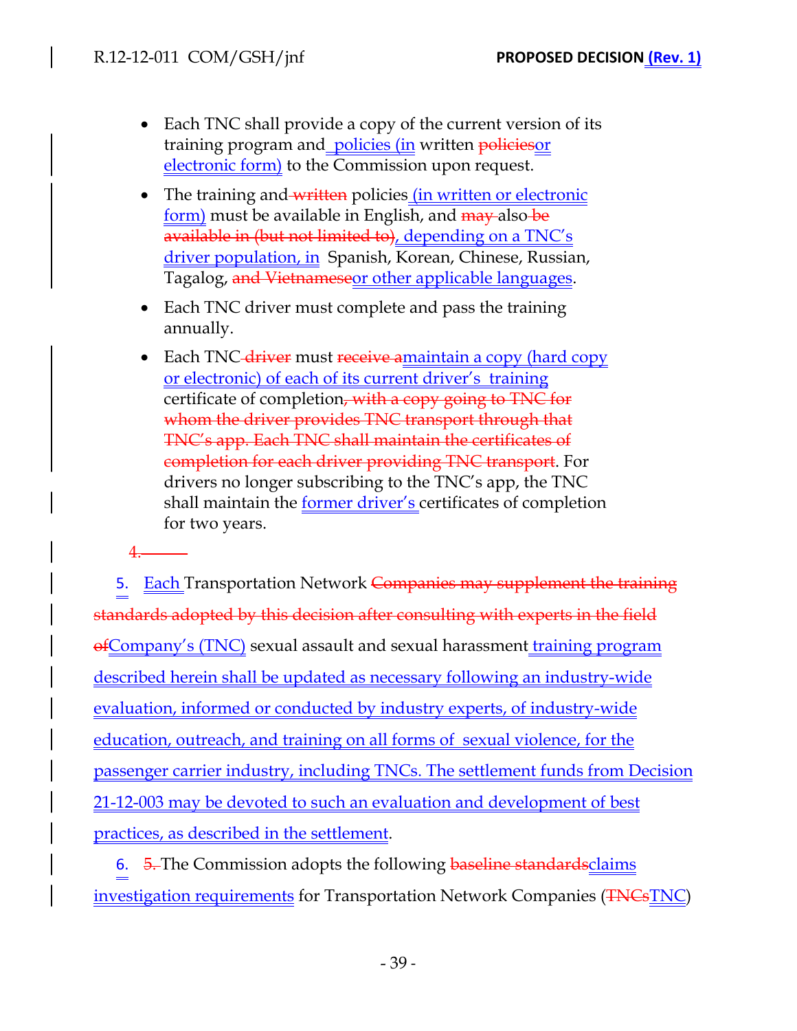- Each TNC shall provide a copy of the current version of its training program and policies (in written ~~policies~~or electronic form) to the Commission upon request.

- The training and ~~written~~ policies (in written or electronic form) must be available in English, and ~~may~~ also ~~be available in (but not limited to)~~, depending on a TNC's driver population, in Spanish, Korean, Chinese, Russian, Tagalog, ~~and Vietnamese~~or other applicable languages.

- Each TNC driver must complete and pass the training annually.

- Each TNC ~~driver~~ must ~~receive a~~maintain a copy (hard copy or electronic) of each of its current driver's training certificate of completion~~, with a copy going to TNC for whom the driver provides TNC transport through that TNC's app. Each TNC shall maintain the certificates of completion for each driver providing TNC transport~~. For drivers no longer subscribing to the TNC's app, the TNC shall maintain the former driver's certificates of completion for two years.

~~4.~~

5. Each Transportation Network ~~Companies may supplement the training standards adopted by this decision after consulting with experts in the field of~~Company's (TNC) sexual assault and sexual harassment training program described herein shall be updated as necessary following an industry-wide evaluation, informed or conducted by industry experts, of industry-wide education, outreach, and training on all forms of sexual violence, for the passenger carrier industry, including TNCs. The settlement funds from Decision 21-12-003 may be devoted to such an evaluation and development of best practices, as described in the settlement.

6. ~~5.~~ The Commission adopts the following ~~baseline standards~~claims investigation requirements for Transportation Network Companies (~~TNCs~~TNC)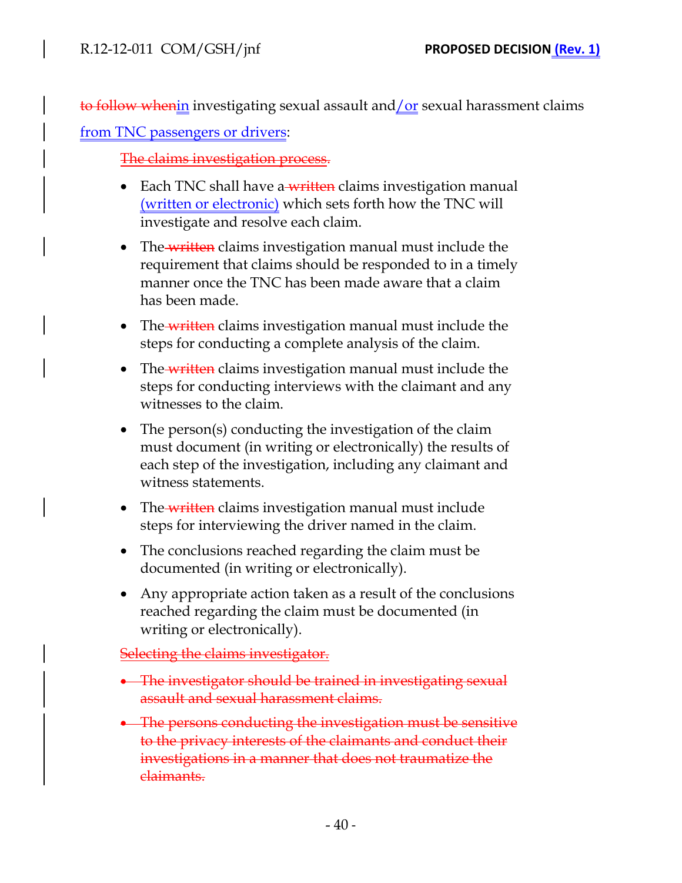~~to follow when~~in investigating sexual assault and/or sexual harassment claims from TNC passengers or drivers:

~~The claims investigation process.~~

- Each TNC shall have a ~~written~~ claims investigation manual (written or electronic) which sets forth how the TNC will investigate and resolve each claim.
- The ~~written~~ claims investigation manual must include the requirement that claims should be responded to in a timely manner once the TNC has been made aware that a claim has been made.
- The ~~written~~ claims investigation manual must include the steps for conducting a complete analysis of the claim.
- The ~~written~~ claims investigation manual must include the steps for conducting interviews with the claimant and any witnesses to the claim.
- The person(s) conducting the investigation of the claim must document (in writing or electronically) the results of each step of the investigation, including any claimant and witness statements.
- The ~~written~~ claims investigation manual must include steps for interviewing the driver named in the claim.
- The conclusions reached regarding the claim must be documented (in writing or electronically).
- Any appropriate action taken as a result of the conclusions reached regarding the claim must be documented (in writing or electronically).

~~Selecting the claims investigator.~~

- ~~The investigator should be trained in investigating sexual assault and sexual harassment claims.~~
- ~~The persons conducting the investigation must be sensitive to the privacy interests of the claimants and conduct their investigations in a manner that does not traumatize the claimants.~~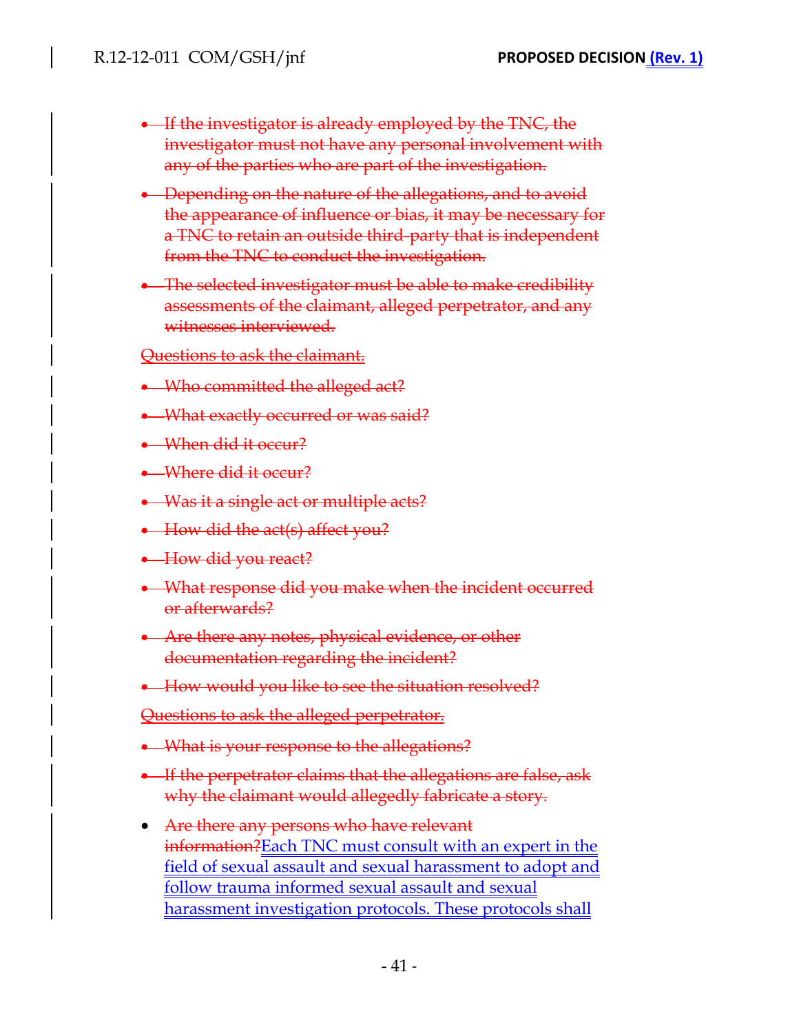- ~~If the investigator is already employed by the TNC, the investigator must not have any personal involvement with any of the parties who are part of the investigation.~~

- ~~Depending on the nature of the allegations, and to avoid the appearance of influence or bias, it may be necessary for a TNC to retain an outside third-party that is independent from the TNC to conduct the investigation.~~

- ~~The selected investigator must be able to make credibility assessments of the claimant, alleged perpetrator, and any witnesses interviewed.~~

~~Questions to ask the claimant.~~

- ~~Who committed the alleged act?~~
- ~~What exactly occurred or was said?~~
- ~~When did it occur?~~
- ~~Where did it occur?~~
- ~~Was it a single act or multiple acts?~~
- ~~How did the act(s) affect you?~~
- ~~How did you react?~~
- ~~What response did you make when the incident occurred or afterwards?~~
- ~~Are there any notes, physical evidence, or other documentation regarding the incident?~~
- ~~How would you like to see the situation resolved?~~

~~Questions to ask the alleged perpetrator.~~

- ~~What is your response to the allegations?~~
- ~~If the perpetrator claims that the allegations are false, ask why the claimant would allegedly fabricate a story.~~
- ~~Are there any persons who have relevant information?~~Each TNC must consult with an expert in the field of sexual assault and sexual harassment to adopt and follow trauma informed sexual assault and sexual harassment investigation protocols. These protocols shall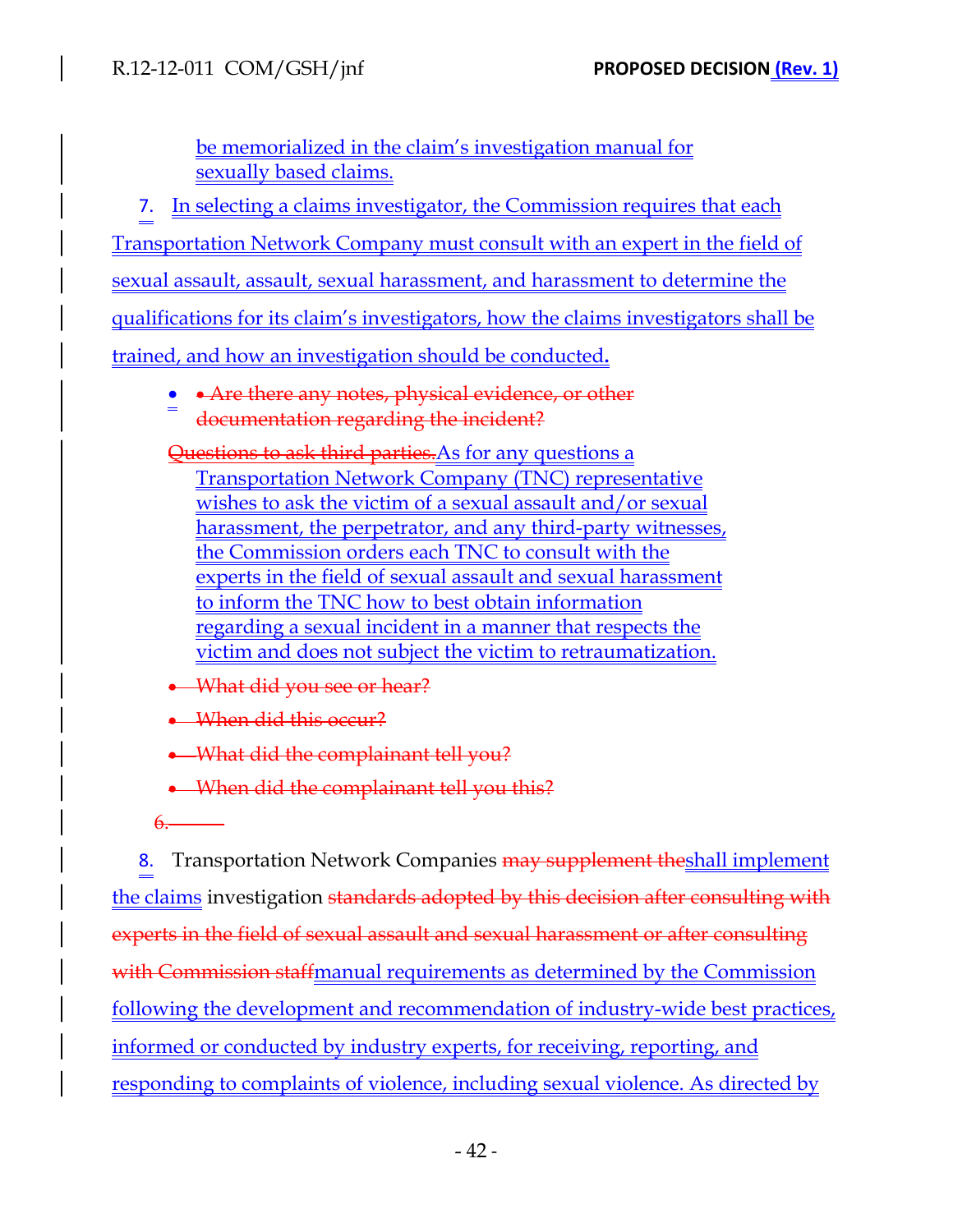be memorialized in the claim's investigation manual for sexually based claims.

7. In selecting a claims investigator, the Commission requires that each Transportation Network Company must consult with an expert in the field of sexual assault, assault, sexual harassment, and harassment to determine the qualifications for its claim's investigators, how the claims investigators shall be trained, and how an investigation should be conducted.

- ~~• Are there any notes, physical evidence, or other documentation regarding the incident?~~

~~Questions to ask third parties.~~As for any questions a Transportation Network Company (TNC) representative wishes to ask the victim of a sexual assault and/or sexual harassment, the perpetrator, and any third-party witnesses, the Commission orders each TNC to consult with the experts in the field of sexual assault and sexual harassment to inform the TNC how to best obtain information regarding a sexual incident in a manner that respects the victim and does not subject the victim to retraumatization.

- ~~What did you see or hear?~~
- ~~When did this occur?~~
- ~~What did the complainant tell you?~~
- ~~When did the complainant tell you this?~~

~~6.~~

8. Transportation Network Companies ~~may supplement the~~shall implement the claims investigation ~~standards adopted by this decision after consulting with experts in the field of sexual assault and sexual harassment or after consulting with Commission staff~~manual requirements as determined by the Commission following the development and recommendation of industry-wide best practices, informed or conducted by industry experts, for receiving, reporting, and responding to complaints of violence, including sexual violence. As directed by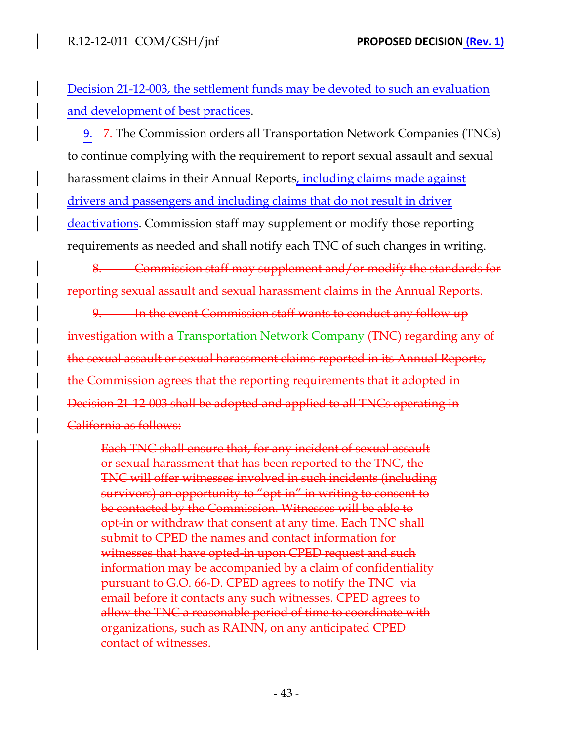Decision 21-12-003, the settlement funds may be devoted to such an evaluation and development of best practices.

9. ~~7.~~ The Commission orders all Transportation Network Companies (TNCs) to continue complying with the requirement to report sexual assault and sexual harassment claims in their Annual Reports, including claims made against drivers and passengers and including claims that do not result in driver deactivations. Commission staff may supplement or modify those reporting requirements as needed and shall notify each TNC of such changes in writing.

~~8. Commission staff may supplement and/or modify the standards for reporting sexual assault and sexual harassment claims in the Annual Reports.~~

~~9. In the event Commission staff wants to conduct any follow up investigation with a Transportation Network Company (TNC) regarding any of the sexual assault or sexual harassment claims reported in its Annual Reports, the Commission agrees that the reporting requirements that it adopted in Decision 21-12-003 shall be adopted and applied to all TNCs operating in California as follows:~~

> ~~Each TNC shall ensure that, for any incident of sexual assault or sexual harassment that has been reported to the TNC, the TNC will offer witnesses involved in such incidents (including survivors) an opportunity to "opt-in" in writing to consent to be contacted by the Commission. Witnesses will be able to opt-in or withdraw that consent at any time. Each TNC shall submit to CPED the names and contact information for witnesses that have opted-in upon CPED request and such information may be accompanied by a claim of confidentiality pursuant to G.O. 66-D. CPED agrees to notify the TNC via email before it contacts any such witnesses. CPED agrees to allow the TNC a reasonable period of time to coordinate with organizations, such as RAINN, on any anticipated CPED contact of witnesses.~~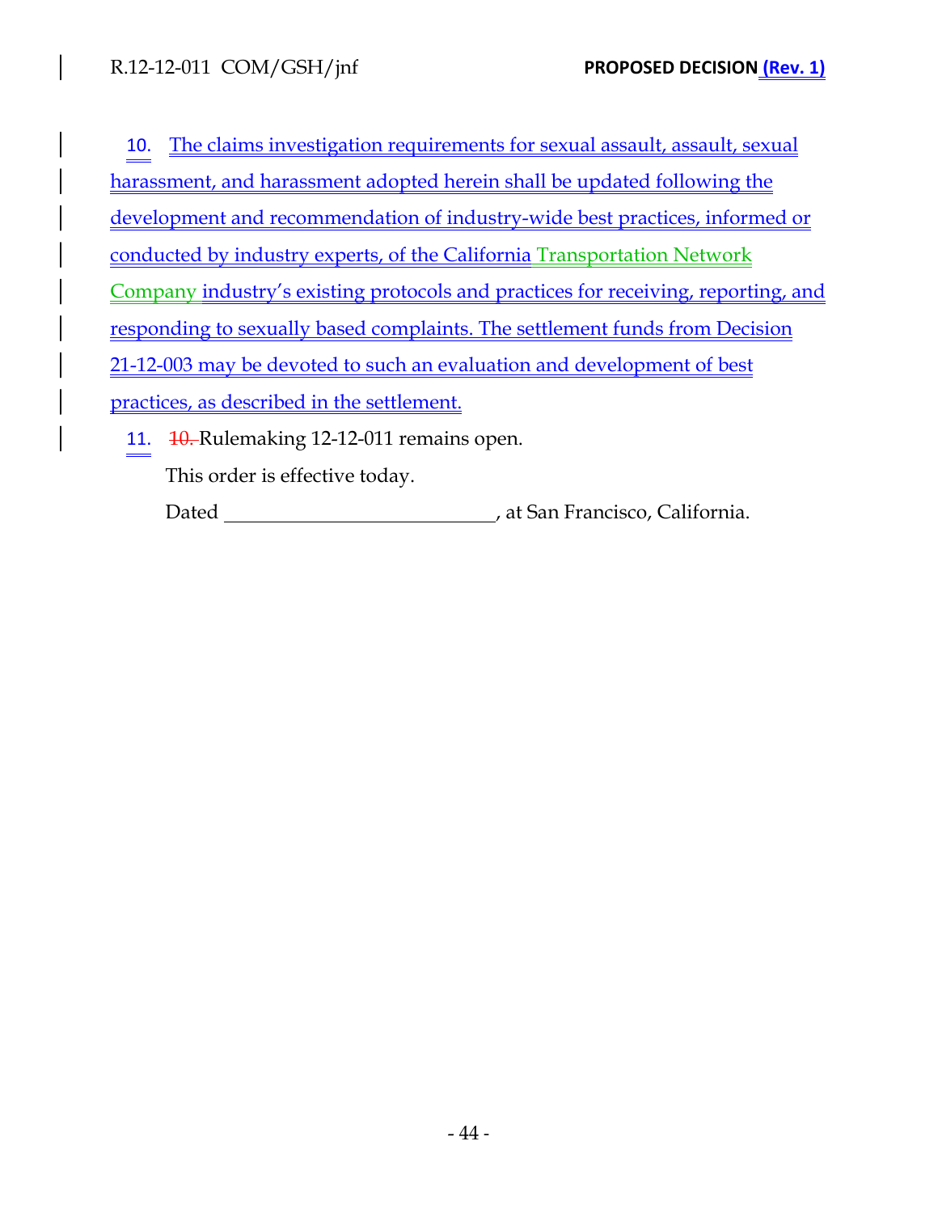10. The claims investigation requirements for sexual assault, assault, sexual harassment, and harassment adopted herein shall be updated following the development and recommendation of industry-wide best practices, informed or conducted by industry experts, of the California Transportation Network Company industry's existing protocols and practices for receiving, reporting, and responding to sexually based complaints. The settlement funds from Decision 21-12-003 may be devoted to such an evaluation and development of best practices, as described in the settlement.

11. ~~10.~~ Rulemaking 12-12-011 remains open.

This order is effective today.

Dated ____________________________, at San Francisco, California.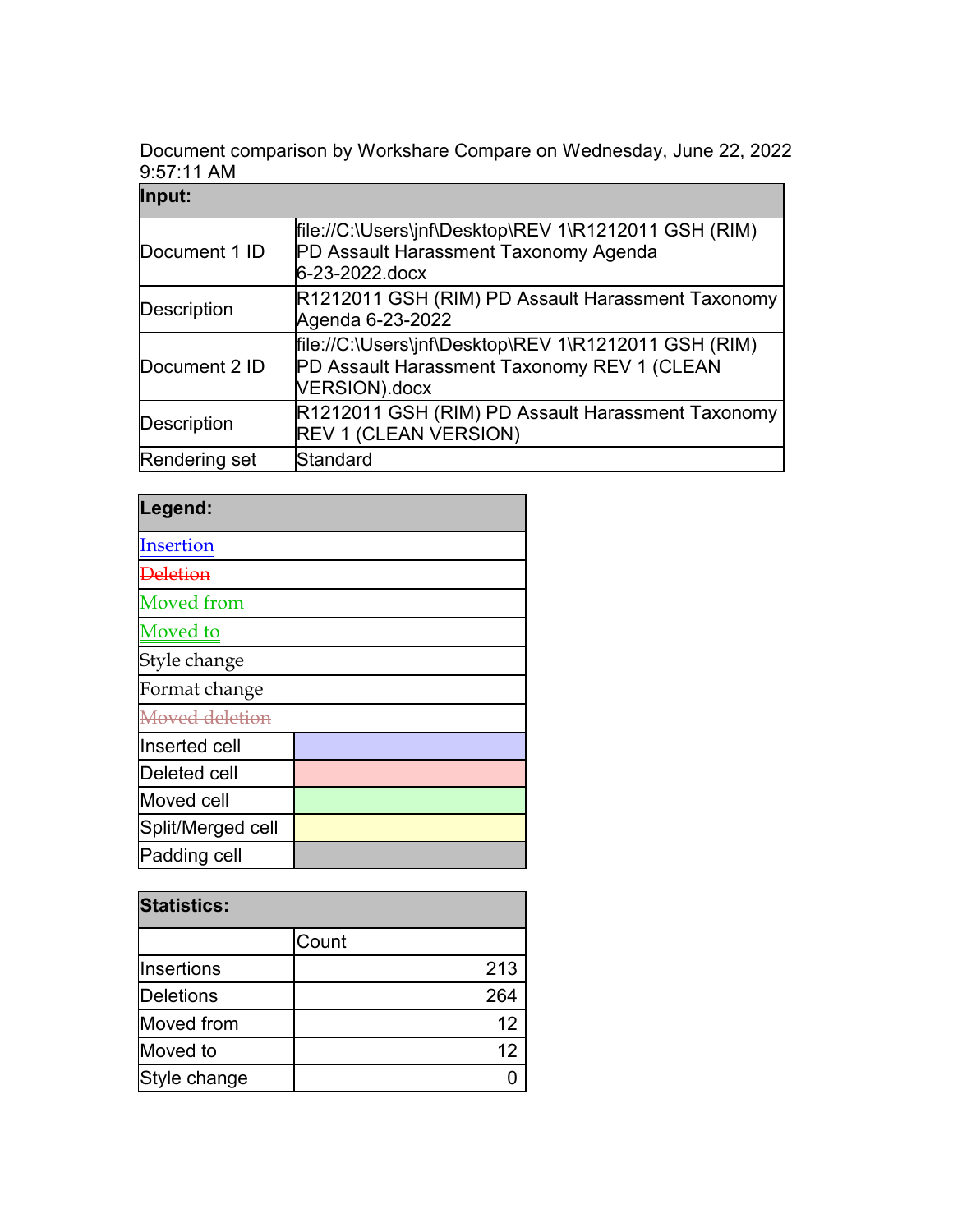Document comparison by Workshare Compare on Wednesday, June 22, 2022 9:57:11 AM

| Input: | |
|---|---|
| Document 1 ID | file://C:\Users\jnf\Desktop\REV 1\R1212011 GSH (RIM) PD Assault Harassment Taxonomy Agenda 6-23-2022.docx |
| Description | R1212011 GSH (RIM) PD Assault Harassment Taxonomy Agenda 6-23-2022 |
| Document 2 ID | file://C:\Users\jnf\Desktop\REV 1\R1212011 GSH (RIM) PD Assault Harassment Taxonomy REV 1 (CLEAN VERSION).docx |
| Description | R1212011 GSH (RIM) PD Assault Harassment Taxonomy REV 1 (CLEAN VERSION) |
| Rendering set | Standard |

| Legend: | |
|---|---|
| Insertion | |
| ~~Deletion~~ | |
| ~~Moved from~~ | |
| Moved to | |
| Style change | |
| Format change | |
| ~~Moved deletion~~ | |
| Inserted cell | |
| Deleted cell | |
| Moved cell | |
| Split/Merged cell | |
| Padding cell | |

| Statistics: | |
|---|---|
| | Count |
| Insertions | 213 |
| Deletions | 264 |
| Moved from | 12 |
| Moved to | 12 |
| Style change | 0 |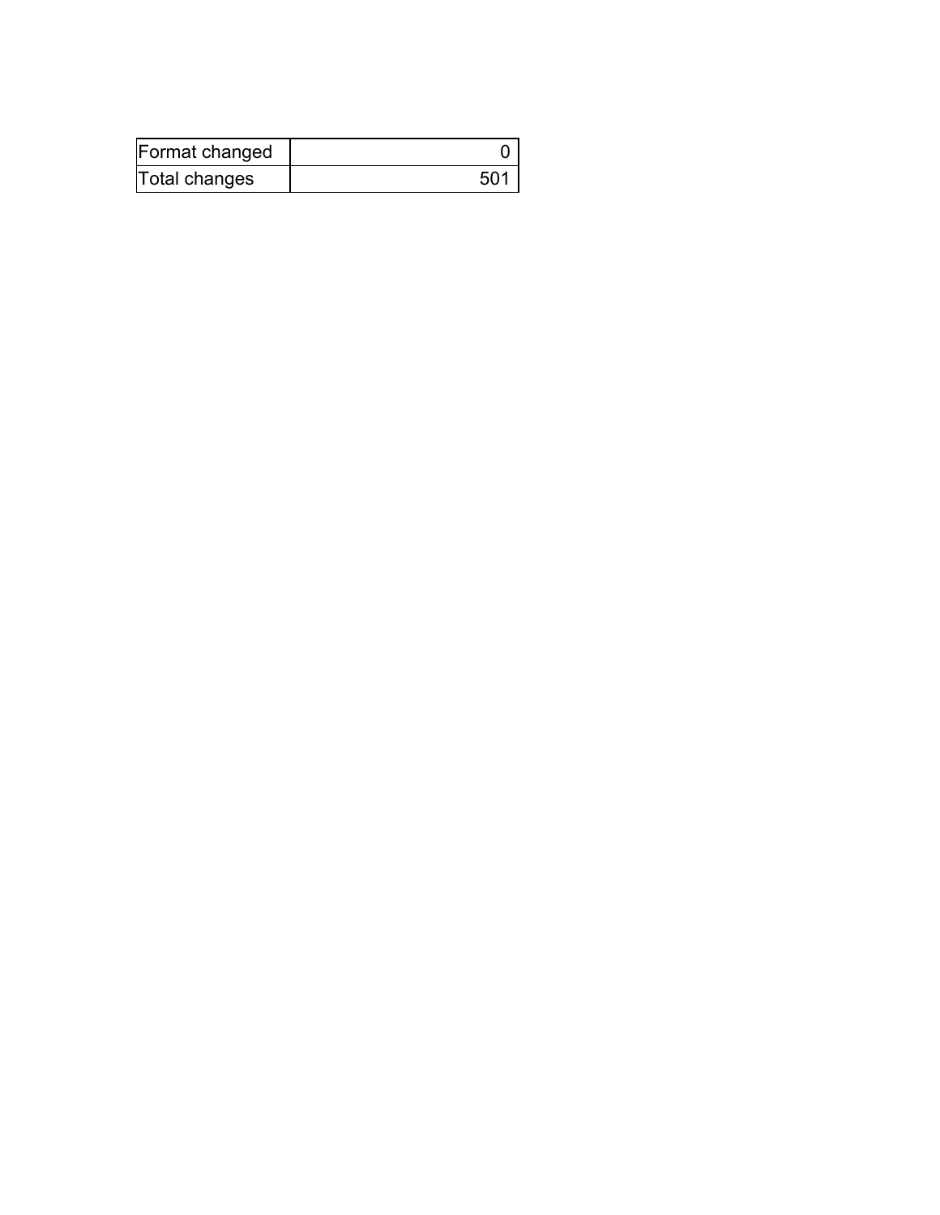| | |
|---|---|
| Format changed | 0 |
| Total changes | 501 |